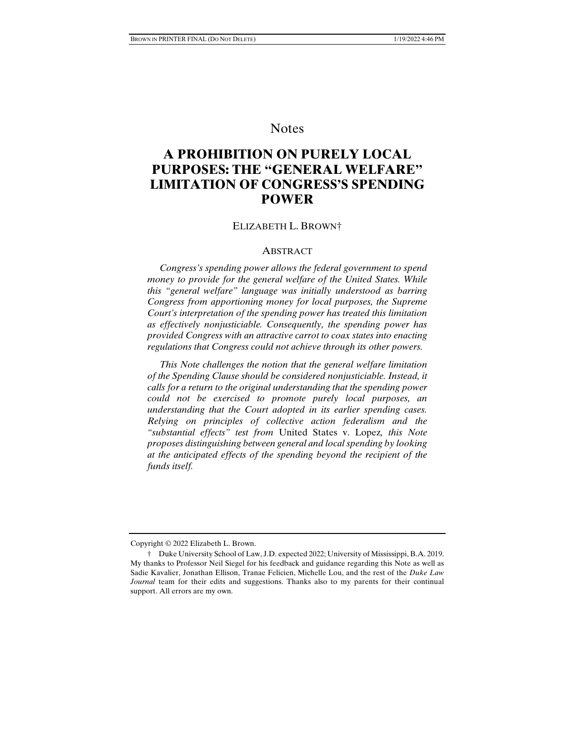Notes

# A PROHIBITION ON PURELY LOCAL PURPOSES: THE "GENERAL WELFARE" LIMITATION OF CONGRESS'S SPENDING POWER

ELIZABETH L. BROWN†

## ABSTRACT

*Congress's spending power allows the federal government to spend money to provide for the general welfare of the United States. While this "general welfare" language was initially understood as barring Congress from apportioning money for local purposes, the Supreme Court's interpretation of the spending power has treated this limitation as effectively nonjusticiable. Consequently, the spending power has provided Congress with an attractive carrot to coax states into enacting regulations that Congress could not achieve through its other powers.*

*This Note challenges the notion that the general welfare limitation of the Spending Clause should be considered nonjusticiable. Instead, it calls for a return to the original understanding that the spending power could not be exercised to promote purely local purposes, an understanding that the Court adopted in its earlier spending cases. Relying on principles of collective action federalism and the "substantial effects" test from* United States v. Lopez*, this Note proposes distinguishing between general and local spending by looking at the anticipated effects of the spending beyond the recipient of the funds itself.*

---

Copyright © 2022 Elizabeth L. Brown.

† Duke University School of Law, J.D. expected 2022; University of Mississippi, B.A. 2019. My thanks to Professor Neil Siegel for his feedback and guidance regarding this Note as well as Sadie Kavalier, Jonathan Ellison, Tranae Felicien, Michelle Lou, and the rest of the *Duke Law Journal* team for their edits and suggestions. Thanks also to my parents for their continual support. All errors are my own.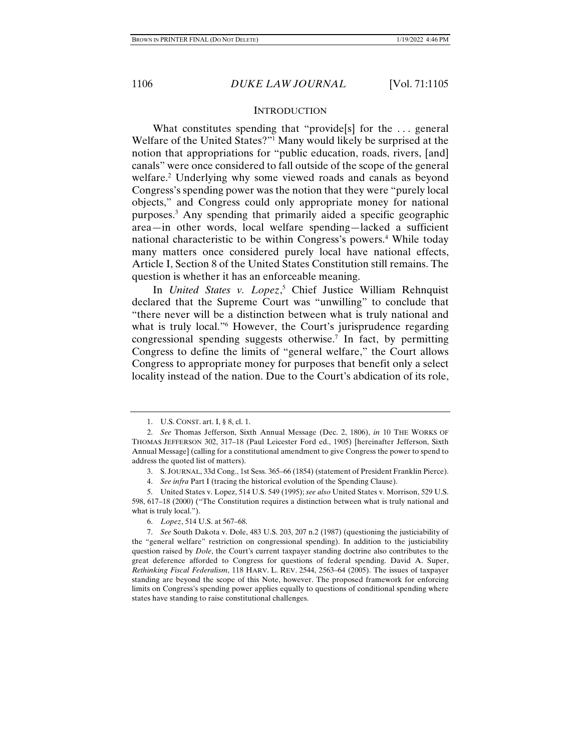## INTRODUCTION

What constitutes spending that "provide[s] for the . . . general Welfare of the United States?"[1] Many would likely be surprised at the notion that appropriations for "public education, roads, rivers, [and] canals" were once considered to fall outside of the scope of the general welfare.[2] Underlying why some viewed roads and canals as beyond Congress's spending power was the notion that they were "purely local objects," and Congress could only appropriate money for national purposes.[3] Any spending that primarily aided a specific geographic area—in other words, local welfare spending—lacked a sufficient national characteristic to be within Congress's powers.[4] While today many matters once considered purely local have national effects, Article I, Section 8 of the United States Constitution still remains. The question is whether it has an enforceable meaning.

In *United States v. Lopez*,[5] Chief Justice William Rehnquist declared that the Supreme Court was "unwilling" to conclude that "there never will be a distinction between what is truly national and what is truly local."[6] However, the Court's jurisprudence regarding congressional spending suggests otherwise.[7] In fact, by permitting Congress to define the limits of "general welfare," the Court allows Congress to appropriate money for purposes that benefit only a select locality instead of the nation. Due to the Court's abdication of its role,

---

1. U.S. CONST. art. I, § 8, cl. 1.

2. *See* Thomas Jefferson, Sixth Annual Message (Dec. 2, 1806), *in* 10 THE WORKS OF THOMAS JEFFERSON 302, 317–18 (Paul Leicester Ford ed., 1905) [hereinafter Jefferson, Sixth Annual Message] (calling for a constitutional amendment to give Congress the power to spend to address the quoted list of matters).

3. S. JOURNAL, 33d Cong., 1st Sess. 365–66 (1854) (statement of President Franklin Pierce).

4. *See infra* Part I (tracing the historical evolution of the Spending Clause).

5. United States v. Lopez, 514 U.S. 549 (1995); *see also* United States v. Morrison, 529 U.S. 598, 617–18 (2000) ("The Constitution requires a distinction between what is truly national and what is truly local.").

6. *Lopez*, 514 U.S. at 567–68.

7. *See* South Dakota v. Dole, 483 U.S. 203, 207 n.2 (1987) (questioning the justiciability of the "general welfare" restriction on congressional spending). In addition to the justiciability question raised by *Dole*, the Court's current taxpayer standing doctrine also contributes to the great deference afforded to Congress for questions of federal spending. David A. Super, *Rethinking Fiscal Federalism*, 118 HARV. L. REV. 2544, 2563–64 (2005). The issues of taxpayer standing are beyond the scope of this Note, however. The proposed framework for enforcing limits on Congress's spending power applies equally to questions of conditional spending where states have standing to raise constitutional challenges.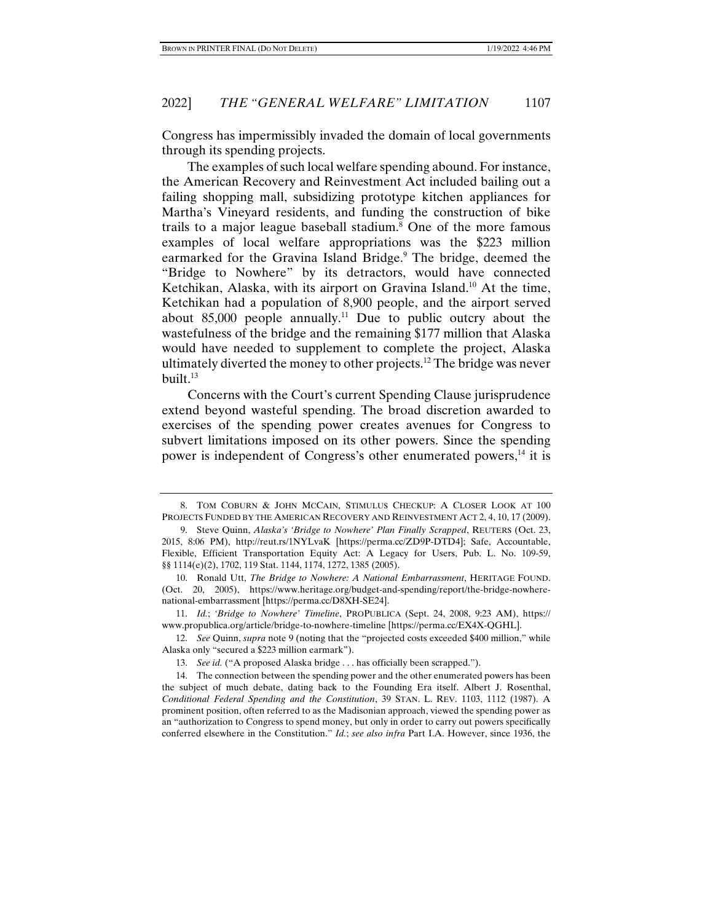Congress has impermissibly invaded the domain of local governments through its spending projects.

The examples of such local welfare spending abound. For instance, the American Recovery and Reinvestment Act included bailing out a failing shopping mall, subsidizing prototype kitchen appliances for Martha's Vineyard residents, and funding the construction of bike trails to a major league baseball stadium.[8] One of the more famous examples of local welfare appropriations was the $223 million earmarked for the Gravina Island Bridge.[9] The bridge, deemed the "Bridge to Nowhere" by its detractors, would have connected Ketchikan, Alaska, with its airport on Gravina Island.[10] At the time, Ketchikan had a population of 8,900 people, and the airport served about 85,000 people annually.[11] Due to public outcry about the wastefulness of the bridge and the remaining $177 million that Alaska would have needed to supplement to complete the project, Alaska ultimately diverted the money to other projects.[12] The bridge was never built.[13]

Concerns with the Court's current Spending Clause jurisprudence extend beyond wasteful spending. The broad discretion awarded to exercises of the spending power creates avenues for Congress to subvert limitations imposed on its other powers. Since the spending power is independent of Congress's other enumerated powers,[14] it is

---

8. TOM COBURN & JOHN MCCAIN, STIMULUS CHECKUP: A CLOSER LOOK AT 100 PROJECTS FUNDED BY THE AMERICAN RECOVERY AND REINVESTMENT ACT 2, 4, 10, 17 (2009).

9. Steve Quinn, *Alaska's 'Bridge to Nowhere' Plan Finally Scrapped*, REUTERS (Oct. 23, 2015, 8:06 PM), http://reut.rs/1NYLvaK [https://perma.cc/ZD9P-DTD4]; Safe, Accountable, Flexible, Efficient Transportation Equity Act: A Legacy for Users, Pub. L. No. 109-59, §§ 1114(e)(2), 1702, 119 Stat. 1144, 1174, 1272, 1385 (2005).

10. Ronald Utt, *The Bridge to Nowhere: A National Embarrassment*, HERITAGE FOUND. (Oct. 20, 2005), https://www.heritage.org/budget-and-spending/report/the-bridge-nowhere-national-embarrassment [https://perma.cc/D8XH-SE24].

11. *Id.*; *'Bridge to Nowhere' Timeline*, PROPUBLICA (Sept. 24, 2008, 9:23 AM), https://www.propublica.org/article/bridge-to-nowhere-timeline [https://perma.cc/EX4X-QGHL].

12. *See* Quinn, *supra* note 9 (noting that the "projected costs exceeded $400 million," while Alaska only "secured a $223 million earmark").

13. *See id.* ("A proposed Alaska bridge . . . has officially been scrapped.").

14. The connection between the spending power and the other enumerated powers has been the subject of much debate, dating back to the Founding Era itself. Albert J. Rosenthal, *Conditional Federal Spending and the Constitution*, 39 STAN. L. REV. 1103, 1112 (1987). A prominent position, often referred to as the Madisonian approach, viewed the spending power as an "authorization to Congress to spend money, but only in order to carry out powers specifically conferred elsewhere in the Constitution." *Id.*; *see also infra* Part I.A. However, since 1936, the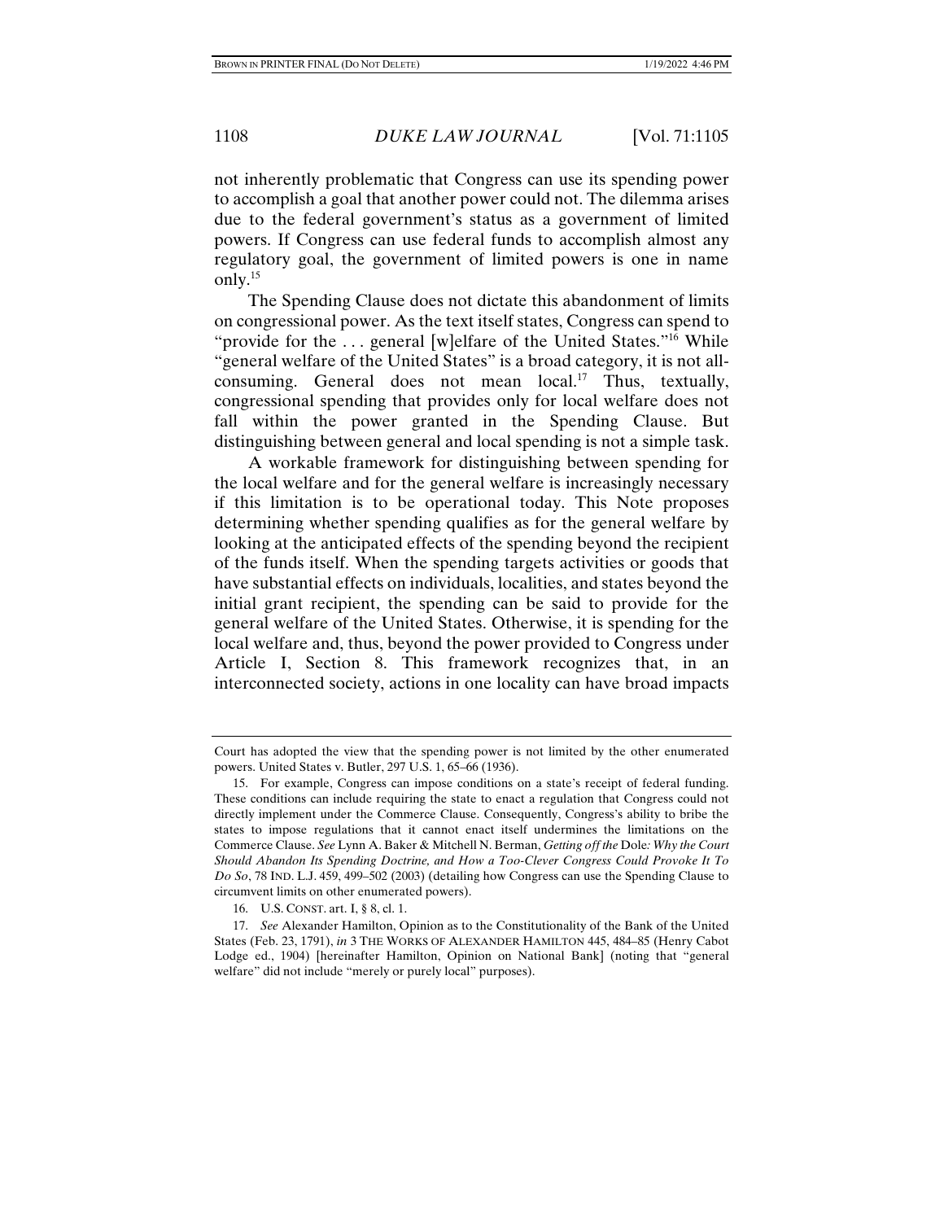not inherently problematic that Congress can use its spending power to accomplish a goal that another power could not. The dilemma arises due to the federal government's status as a government of limited powers. If Congress can use federal funds to accomplish almost any regulatory goal, the government of limited powers is one in name only.[15]

The Spending Clause does not dictate this abandonment of limits on congressional power. As the text itself states, Congress can spend to "provide for the . . . general [w]elfare of the United States."[16] While "general welfare of the United States" is a broad category, it is not all-consuming. General does not mean local.[17] Thus, textually, congressional spending that provides only for local welfare does not fall within the power granted in the Spending Clause. But distinguishing between general and local spending is not a simple task.

A workable framework for distinguishing between spending for the local welfare and for the general welfare is increasingly necessary if this limitation is to be operational today. This Note proposes determining whether spending qualifies as for the general welfare by looking at the anticipated effects of the spending beyond the recipient of the funds itself. When the spending targets activities or goods that have substantial effects on individuals, localities, and states beyond the initial grant recipient, the spending can be said to provide for the general welfare of the United States. Otherwise, it is spending for the local welfare and, thus, beyond the power provided to Congress under Article I, Section 8. This framework recognizes that, in an interconnected society, actions in one locality can have broad impacts

---

Court has adopted the view that the spending power is not limited by the other enumerated powers. United States v. Butler, 297 U.S. 1, 65–66 (1936).

15. For example, Congress can impose conditions on a state's receipt of federal funding. These conditions can include requiring the state to enact a regulation that Congress could not directly implement under the Commerce Clause. Consequently, Congress's ability to bribe the states to impose regulations that it cannot enact itself undermines the limitations on the Commerce Clause. *See* Lynn A. Baker & Mitchell N. Berman, *Getting off the* Dole*: Why the Court Should Abandon Its Spending Doctrine, and How a Too-Clever Congress Could Provoke It To Do So*, 78 IND. L.J. 459, 499–502 (2003) (detailing how Congress can use the Spending Clause to circumvent limits on other enumerated powers).

16. U.S. CONST. art. I, § 8, cl. 1.

17. *See* Alexander Hamilton, Opinion as to the Constitutionality of the Bank of the United States (Feb. 23, 1791), *in* 3 THE WORKS OF ALEXANDER HAMILTON 445, 484–85 (Henry Cabot Lodge ed., 1904) [hereinafter Hamilton, Opinion on National Bank] (noting that "general welfare" did not include "merely or purely local" purposes).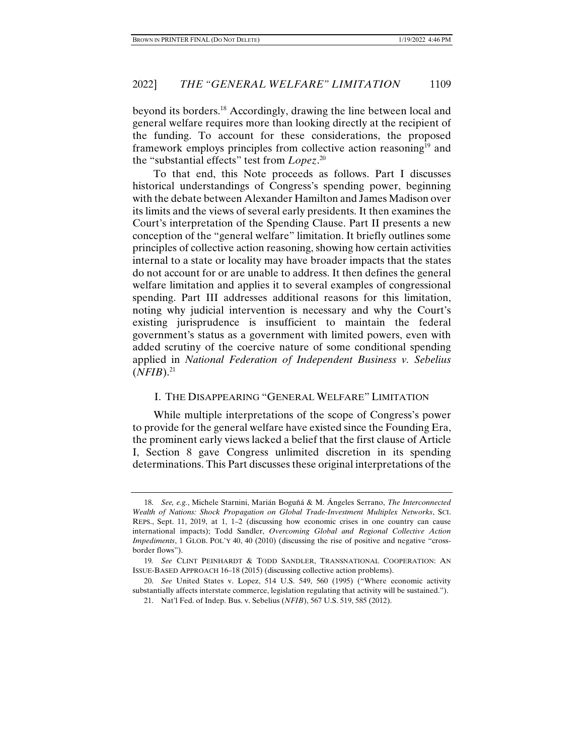beyond its borders.[18] Accordingly, drawing the line between local and general welfare requires more than looking directly at the recipient of the funding. To account for these considerations, the proposed framework employs principles from collective action reasoning[19] and the "substantial effects" test from *Lopez*.[20]

To that end, this Note proceeds as follows. Part I discusses historical understandings of Congress's spending power, beginning with the debate between Alexander Hamilton and James Madison over its limits and the views of several early presidents. It then examines the Court's interpretation of the Spending Clause. Part II presents a new conception of the "general welfare" limitation. It briefly outlines some principles of collective action reasoning, showing how certain activities internal to a state or locality may have broader impacts that the states do not account for or are unable to address. It then defines the general welfare limitation and applies it to several examples of congressional spending. Part III addresses additional reasons for this limitation, noting why judicial intervention is necessary and why the Court's existing jurisprudence is insufficient to maintain the federal government's status as a government with limited powers, even with added scrutiny of the coercive nature of some conditional spending applied in *National Federation of Independent Business v. Sebelius* (*NFIB*).[21]

## I. THE DISAPPEARING "GENERAL WELFARE" LIMITATION

While multiple interpretations of the scope of Congress's power to provide for the general welfare have existed since the Founding Era, the prominent early views lacked a belief that the first clause of Article I, Section 8 gave Congress unlimited discretion in its spending determinations. This Part discusses these original interpretations of the

---

18. *See, e.g.*, Michele Starnini, Marián Boguñá & M. Ángeles Serrano, *The Interconnected Wealth of Nations: Shock Propagation on Global Trade-Investment Multiplex Networks*, SCI. REPS., Sept. 11, 2019, at 1, 1–2 (discussing how economic crises in one country can cause international impacts); Todd Sandler, *Overcoming Global and Regional Collective Action Impediments*, 1 GLOB. POL'Y 40, 40 (2010) (discussing the rise of positive and negative "cross-border flows").

19. *See* CLINT PEINHARDT & TODD SANDLER, TRANSNATIONAL COOPERATION: AN ISSUE-BASED APPROACH 16–18 (2015) (discussing collective action problems).

20. *See* United States v. Lopez, 514 U.S. 549, 560 (1995) ("Where economic activity substantially affects interstate commerce, legislation regulating that activity will be sustained.").

21. Nat'l Fed. of Indep. Bus. v. Sebelius (*NFIB*), 567 U.S. 519, 585 (2012).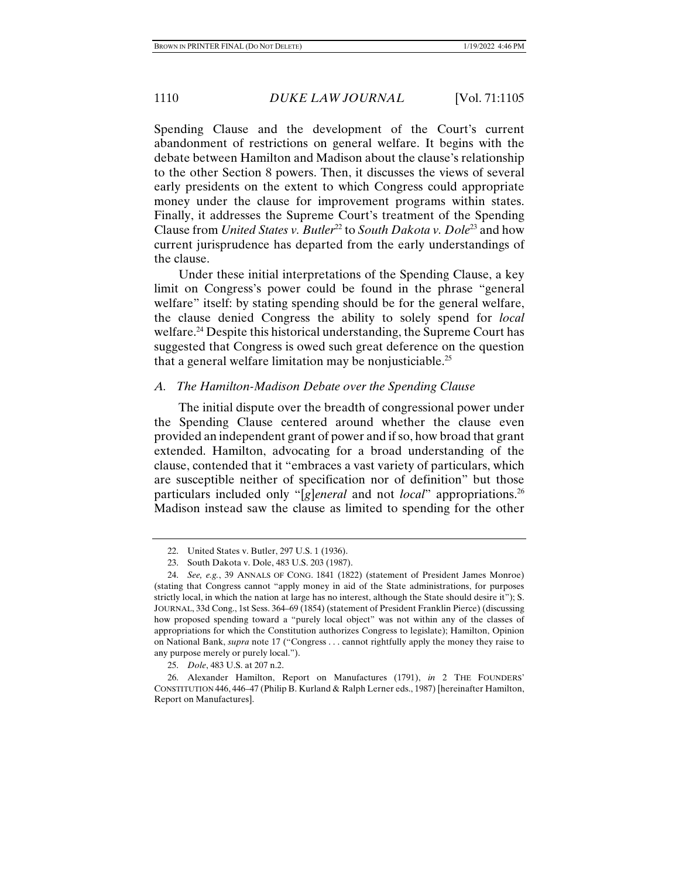Spending Clause and the development of the Court's current abandonment of restrictions on general welfare. It begins with the debate between Hamilton and Madison about the clause's relationship to the other Section 8 powers. Then, it discusses the views of several early presidents on the extent to which Congress could appropriate money under the clause for improvement programs within states. Finally, it addresses the Supreme Court's treatment of the Spending Clause from *United States v. Butler*[22] to *South Dakota v. Dole*[23] and how current jurisprudence has departed from the early understandings of the clause.

Under these initial interpretations of the Spending Clause, a key limit on Congress's power could be found in the phrase "general welfare" itself: by stating spending should be for the general welfare, the clause denied Congress the ability to solely spend for *local* welfare.[24] Despite this historical understanding, the Supreme Court has suggested that Congress is owed such great deference on the question that a general welfare limitation may be nonjusticiable.[25]

### *A. The Hamilton-Madison Debate over the Spending Clause*

The initial dispute over the breadth of congressional power under the Spending Clause centered around whether the clause even provided an independent grant of power and if so, how broad that grant extended. Hamilton, advocating for a broad understanding of the clause, contended that it "embraces a vast variety of particulars, which are susceptible neither of specification nor of definition" but those particulars included only "[*g*]*eneral* and not *local*" appropriations.[26] Madison instead saw the clause as limited to spending for the other

---

22. United States v. Butler, 297 U.S. 1 (1936).

23. South Dakota v. Dole, 483 U.S. 203 (1987).

24. *See, e.g.*, 39 ANNALS OF CONG. 1841 (1822) (statement of President James Monroe) (stating that Congress cannot "apply money in aid of the State administrations, for purposes strictly local, in which the nation at large has no interest, although the State should desire it"); S. JOURNAL, 33d Cong., 1st Sess. 364–69 (1854) (statement of President Franklin Pierce) (discussing how proposed spending toward a "purely local object" was not within any of the classes of appropriations for which the Constitution authorizes Congress to legislate); Hamilton, Opinion on National Bank, *supra* note 17 ("Congress . . . cannot rightfully apply the money they raise to any purpose merely or purely local.").

25. *Dole*, 483 U.S. at 207 n.2.

26. Alexander Hamilton, Report on Manufactures (1791), *in* 2 THE FOUNDERS' CONSTITUTION 446, 446–47 (Philip B. Kurland & Ralph Lerner eds., 1987) [hereinafter Hamilton, Report on Manufactures].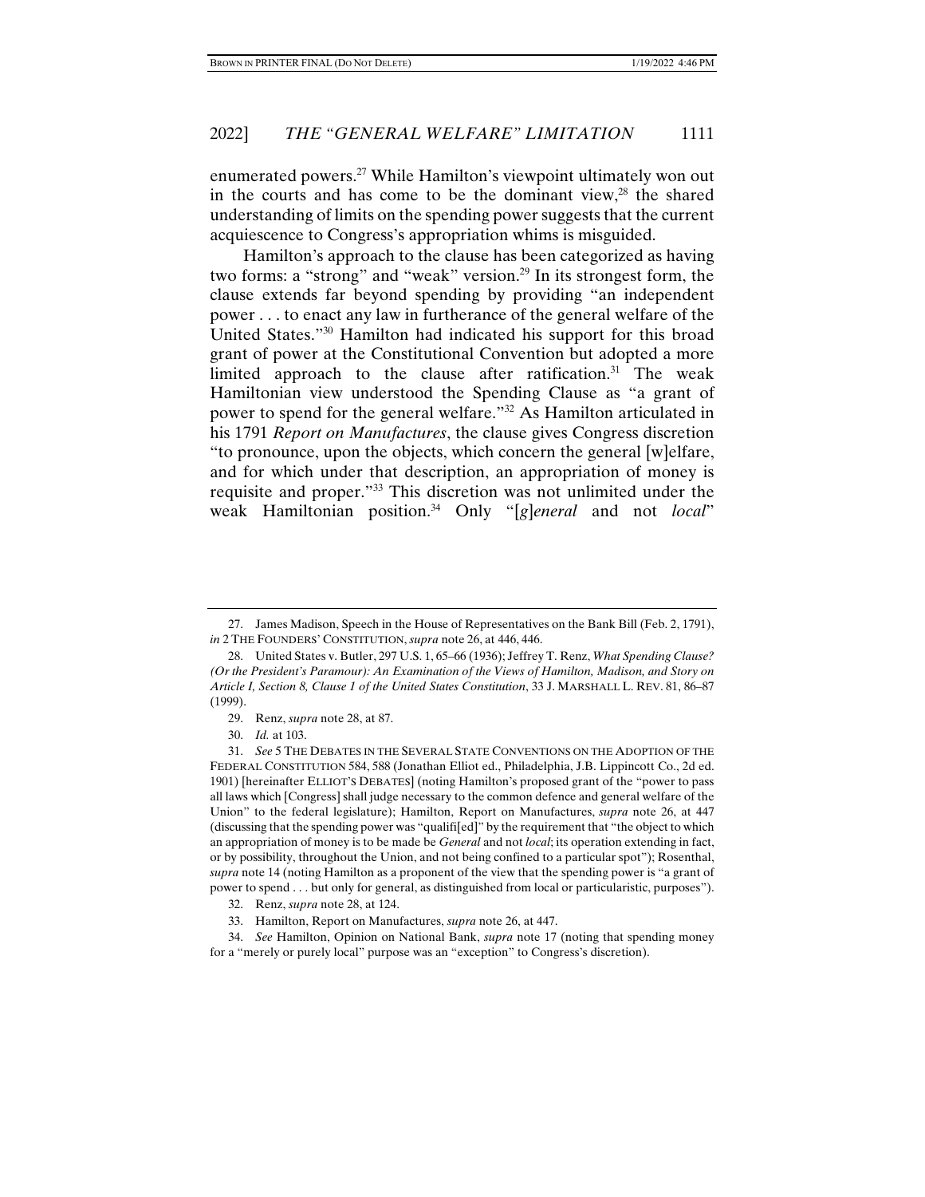enumerated powers.[27] While Hamilton's viewpoint ultimately won out in the courts and has come to be the dominant view,[28] the shared understanding of limits on the spending power suggests that the current acquiescence to Congress's appropriation whims is misguided.

Hamilton's approach to the clause has been categorized as having two forms: a "strong" and "weak" version.[29] In its strongest form, the clause extends far beyond spending by providing "an independent power . . . to enact any law in furtherance of the general welfare of the United States."[30] Hamilton had indicated his support for this broad grant of power at the Constitutional Convention but adopted a more limited approach to the clause after ratification.[31] The weak Hamiltonian view understood the Spending Clause as "a grant of power to spend for the general welfare."[32] As Hamilton articulated in his 1791 *Report on Manufactures*, the clause gives Congress discretion "to pronounce, upon the objects, which concern the general [w]elfare, and for which under that description, an appropriation of money is requisite and proper."[33] This discretion was not unlimited under the weak Hamiltonian position.[34] Only "[*g*]*eneral* and not *local*"

---

27. James Madison, Speech in the House of Representatives on the Bank Bill (Feb. 2, 1791), *in* 2 THE FOUNDERS' CONSTITUTION, *supra* note 26, at 446, 446.

28. United States v. Butler, 297 U.S. 1, 65–66 (1936); Jeffrey T. Renz, *What Spending Clause? (Or the President's Paramour): An Examination of the Views of Hamilton, Madison, and Story on Article I, Section 8, Clause 1 of the United States Constitution*, 33 J. MARSHALL L. REV. 81, 86–87 (1999).

29. Renz, *supra* note 28, at 87.

30. *Id.* at 103.

31. *See* 5 THE DEBATES IN THE SEVERAL STATE CONVENTIONS ON THE ADOPTION OF THE FEDERAL CONSTITUTION 584, 588 (Jonathan Elliot ed., Philadelphia, J.B. Lippincott Co., 2d ed. 1901) [hereinafter ELLIOT'S DEBATES] (noting Hamilton's proposed grant of the "power to pass all laws which [Congress] shall judge necessary to the common defence and general welfare of the Union" to the federal legislature); Hamilton, Report on Manufactures, *supra* note 26, at 447 (discussing that the spending power was "qualifi[ed]" by the requirement that "the object to which an appropriation of money is to be made be *General* and not *local*; its operation extending in fact, or by possibility, throughout the Union, and not being confined to a particular spot"); Rosenthal, *supra* note 14 (noting Hamilton as a proponent of the view that the spending power is "a grant of power to spend . . . but only for general, as distinguished from local or particularistic, purposes").

32. Renz, *supra* note 28, at 124.

33. Hamilton, Report on Manufactures, *supra* note 26, at 447.

34. *See* Hamilton, Opinion on National Bank, *supra* note 17 (noting that spending money for a "merely or purely local" purpose was an "exception" to Congress's discretion).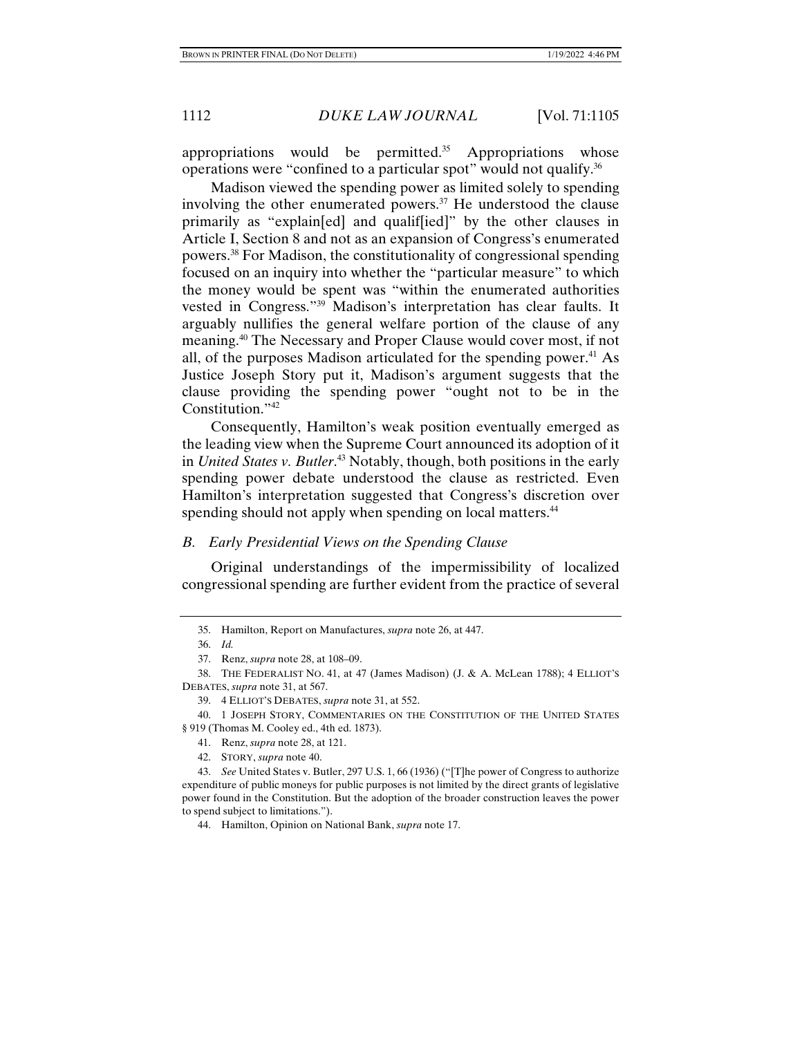appropriations would be permitted.[35] Appropriations whose operations were "confined to a particular spot" would not qualify.[36]

Madison viewed the spending power as limited solely to spending involving the other enumerated powers.[37] He understood the clause primarily as "explain[ed] and qualif[ied]" by the other clauses in Article I, Section 8 and not as an expansion of Congress's enumerated powers.[38] For Madison, the constitutionality of congressional spending focused on an inquiry into whether the "particular measure" to which the money would be spent was "within the enumerated authorities vested in Congress."[39] Madison's interpretation has clear faults. It arguably nullifies the general welfare portion of the clause of any meaning.[40] The Necessary and Proper Clause would cover most, if not all, of the purposes Madison articulated for the spending power.[41] As Justice Joseph Story put it, Madison's argument suggests that the clause providing the spending power "ought not to be in the Constitution."[42]

Consequently, Hamilton's weak position eventually emerged as the leading view when the Supreme Court announced its adoption of it in *United States v. Butler*.[43] Notably, though, both positions in the early spending power debate understood the clause as restricted. Even Hamilton's interpretation suggested that Congress's discretion over spending should not apply when spending on local matters.[44]

### *B. Early Presidential Views on the Spending Clause*

Original understandings of the impermissibility of localized congressional spending are further evident from the practice of several

---

35. Hamilton, Report on Manufactures, *supra* note 26, at 447.

36. *Id.*

37. Renz, *supra* note 28, at 108–09.

38. THE FEDERALIST NO. 41, at 47 (James Madison) (J. & A. McLean 1788); 4 ELLIOT'S DEBATES, *supra* note 31, at 567.

39. 4 ELLIOT'S DEBATES, *supra* note 31, at 552.

40. 1 JOSEPH STORY, COMMENTARIES ON THE CONSTITUTION OF THE UNITED STATES § 919 (Thomas M. Cooley ed., 4th ed. 1873).

41. Renz, *supra* note 28, at 121.

42. STORY, *supra* note 40.

43. *See* United States v. Butler, 297 U.S. 1, 66 (1936) ("[T]he power of Congress to authorize expenditure of public moneys for public purposes is not limited by the direct grants of legislative power found in the Constitution. But the adoption of the broader construction leaves the power to spend subject to limitations.").

44. Hamilton, Opinion on National Bank, *supra* note 17.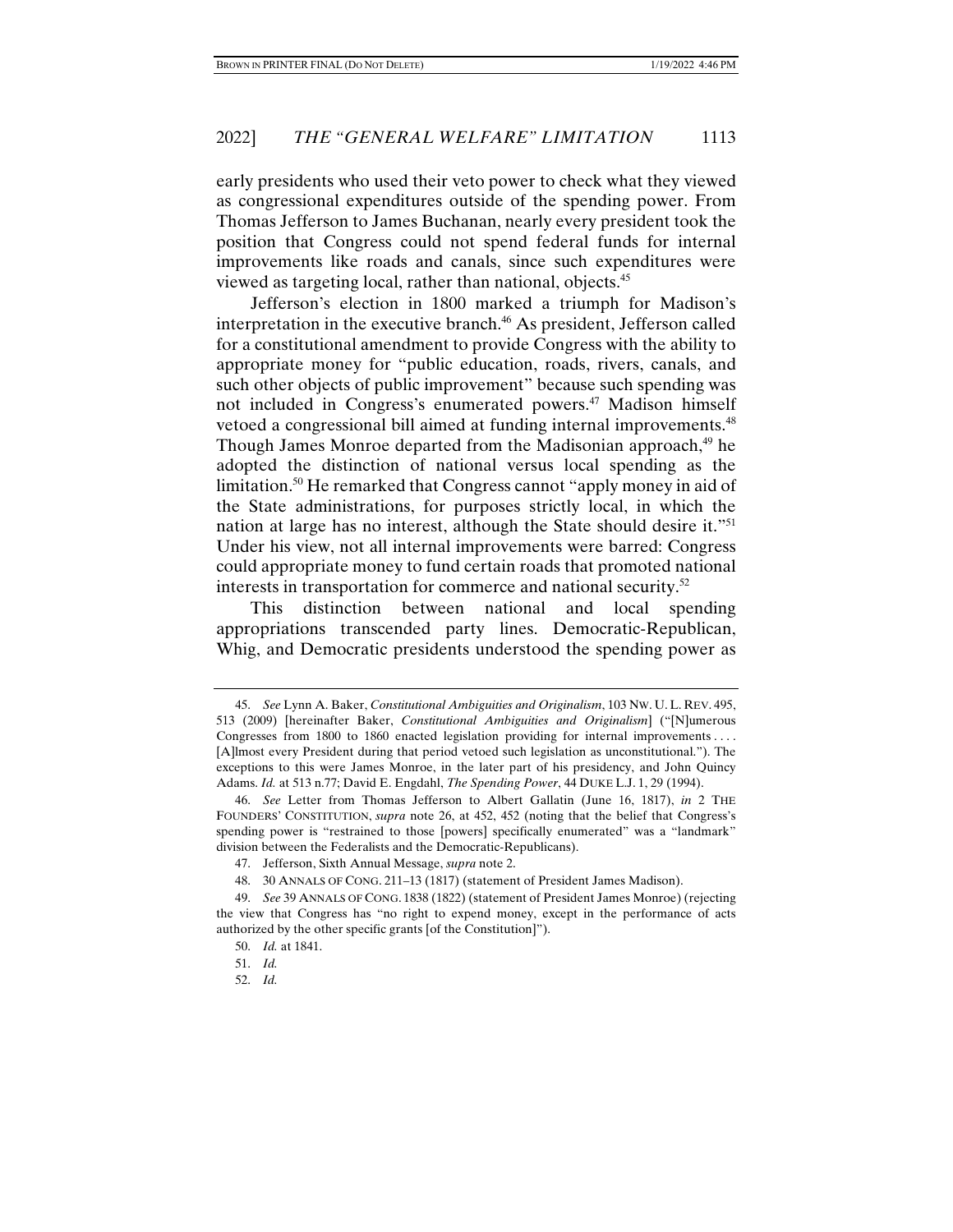early presidents who used their veto power to check what they viewed as congressional expenditures outside of the spending power. From Thomas Jefferson to James Buchanan, nearly every president took the position that Congress could not spend federal funds for internal improvements like roads and canals, since such expenditures were viewed as targeting local, rather than national, objects.[45]

Jefferson's election in 1800 marked a triumph for Madison's interpretation in the executive branch.[46] As president, Jefferson called for a constitutional amendment to provide Congress with the ability to appropriate money for "public education, roads, rivers, canals, and such other objects of public improvement" because such spending was not included in Congress's enumerated powers.[47] Madison himself vetoed a congressional bill aimed at funding internal improvements.[48] Though James Monroe departed from the Madisonian approach,[49] he adopted the distinction of national versus local spending as the limitation.[50] He remarked that Congress cannot "apply money in aid of the State administrations, for purposes strictly local, in which the nation at large has no interest, although the State should desire it."[51] Under his view, not all internal improvements were barred: Congress could appropriate money to fund certain roads that promoted national interests in transportation for commerce and national security.[52]

This distinction between national and local spending appropriations transcended party lines. Democratic-Republican, Whig, and Democratic presidents understood the spending power as

---

45. *See* Lynn A. Baker, *Constitutional Ambiguities and Originalism*, 103 NW. U. L. REV. 495, 513 (2009) [hereinafter Baker, *Constitutional Ambiguities and Originalism*] ("[N]umerous Congresses from 1800 to 1860 enacted legislation providing for internal improvements . . . . [A]lmost every President during that period vetoed such legislation as unconstitutional."). The exceptions to this were James Monroe, in the later part of his presidency, and John Quincy Adams. *Id.* at 513 n.77; David E. Engdahl, *The Spending Power*, 44 DUKE L.J. 1, 29 (1994).

46. *See* Letter from Thomas Jefferson to Albert Gallatin (June 16, 1817), *in* 2 THE FOUNDERS' CONSTITUTION, *supra* note 26, at 452, 452 (noting that the belief that Congress's spending power is "restrained to those [powers] specifically enumerated" was a "landmark" division between the Federalists and the Democratic-Republicans).

47. Jefferson, Sixth Annual Message, *supra* note 2.

48. 30 ANNALS OF CONG. 211–13 (1817) (statement of President James Madison).

49. *See* 39 ANNALS OF CONG. 1838 (1822) (statement of President James Monroe) (rejecting the view that Congress has "no right to expend money, except in the performance of acts authorized by the other specific grants [of the Constitution]").

50. *Id.* at 1841.

51. *Id.*

52. *Id.*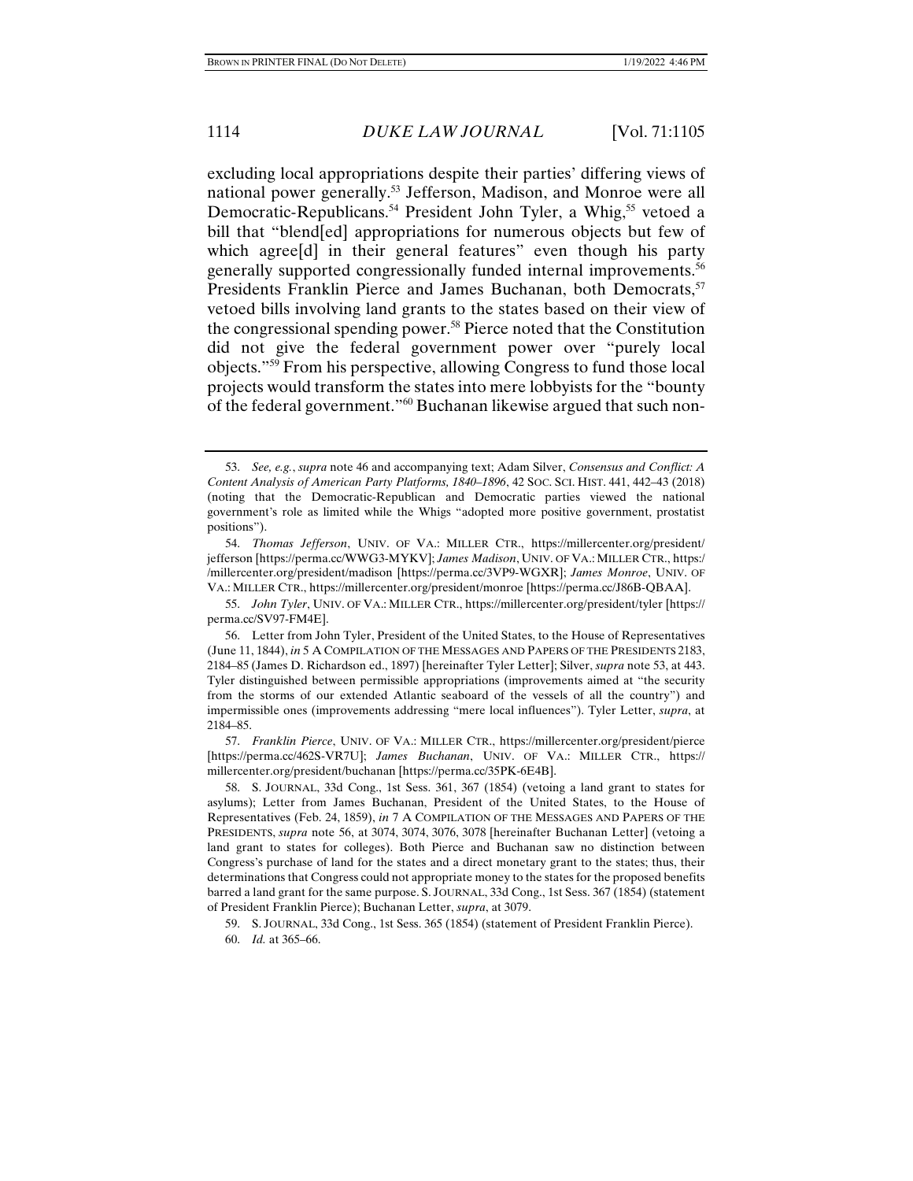excluding local appropriations despite their parties' differing views of national power generally.[53] Jefferson, Madison, and Monroe were all Democratic-Republicans.[54] President John Tyler, a Whig,[55] vetoed a bill that "blend[ed] appropriations for numerous objects but few of which agree[d] in their general features" even though his party generally supported congressionally funded internal improvements.[56] Presidents Franklin Pierce and James Buchanan, both Democrats,[57] vetoed bills involving land grants to the states based on their view of the congressional spending power.[58] Pierce noted that the Constitution did not give the federal government power over "purely local objects."[59] From his perspective, allowing Congress to fund those local projects would transform the states into mere lobbyists for the "bounty of the federal government."[60] Buchanan likewise argued that such non-

---

53. *See, e.g.*, *supra* note 46 and accompanying text; Adam Silver, *Consensus and Conflict: A Content Analysis of American Party Platforms, 1840–1896*, 42 SOC. SCI. HIST. 441, 442–43 (2018) (noting that the Democratic-Republican and Democratic parties viewed the national government's role as limited while the Whigs "adopted more positive government, prostatist positions").

54. *Thomas Jefferson*, UNIV. OF VA.: MILLER CTR., https://millercenter.org/president/jefferson [https://perma.cc/WWG3-MYKV]; *James Madison*, UNIV. OF VA.: MILLER CTR., https://millercenter.org/president/madison [https://perma.cc/3VP9-WGXR]; *James Monroe*, UNIV. OF VA.: MILLER CTR., https://millercenter.org/president/monroe [https://perma.cc/J86B-QBAA].

55. *John Tyler*, UNIV. OF VA.: MILLER CTR., https://millercenter.org/president/tyler [https://perma.cc/SV97-FM4E].

56. Letter from John Tyler, President of the United States, to the House of Representatives (June 11, 1844), *in* 5 A COMPILATION OF THE MESSAGES AND PAPERS OF THE PRESIDENTS 2183, 2184–85 (James D. Richardson ed., 1897) [hereinafter Tyler Letter]; Silver, *supra* note 53, at 443. Tyler distinguished between permissible appropriations (improvements aimed at "the security from the storms of our extended Atlantic seaboard of the vessels of all the country") and impermissible ones (improvements addressing "mere local influences"). Tyler Letter, *supra*, at 2184–85.

57. *Franklin Pierce*, UNIV. OF VA.: MILLER CTR., https://millercenter.org/president/pierce [https://perma.cc/462S-VR7U]; *James Buchanan*, UNIV. OF VA.: MILLER CTR., https://millercenter.org/president/buchanan [https://perma.cc/35PK-6E4B].

58. S. JOURNAL, 33d Cong., 1st Sess. 361, 367 (1854) (vetoing a land grant to states for asylums); Letter from James Buchanan, President of the United States, to the House of Representatives (Feb. 24, 1859), *in* 7 A COMPILATION OF THE MESSAGES AND PAPERS OF THE PRESIDENTS, *supra* note 56, at 3074, 3074, 3076, 3078 [hereinafter Buchanan Letter] (vetoing a land grant to states for colleges). Both Pierce and Buchanan saw no distinction between Congress's purchase of land for the states and a direct monetary grant to the states; thus, their determinations that Congress could not appropriate money to the states for the proposed benefits barred a land grant for the same purpose. S. JOURNAL, 33d Cong., 1st Sess. 367 (1854) (statement of President Franklin Pierce); Buchanan Letter, *supra*, at 3079.

59. S. JOURNAL, 33d Cong., 1st Sess. 365 (1854) (statement of President Franklin Pierce).

60. *Id.* at 365–66.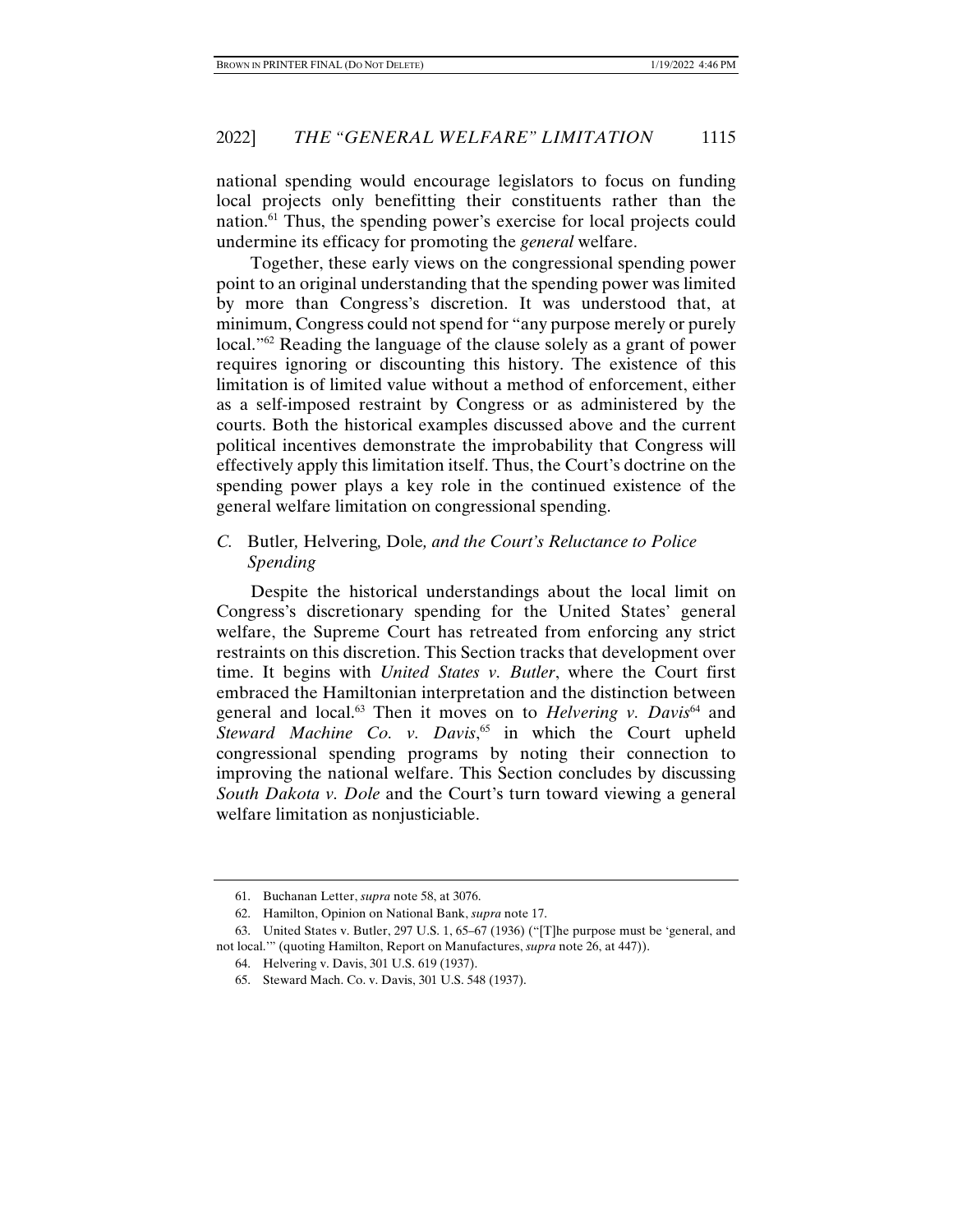national spending would encourage legislators to focus on funding local projects only benefitting their constituents rather than the nation.[61] Thus, the spending power's exercise for local projects could undermine its efficacy for promoting the *general* welfare.

Together, these early views on the congressional spending power point to an original understanding that the spending power was limited by more than Congress's discretion. It was understood that, at minimum, Congress could not spend for "any purpose merely or purely local."[62] Reading the language of the clause solely as a grant of power requires ignoring or discounting this history. The existence of this limitation is of limited value without a method of enforcement, either as a self-imposed restraint by Congress or as administered by the courts. Both the historical examples discussed above and the current political incentives demonstrate the improbability that Congress will effectively apply this limitation itself. Thus, the Court's doctrine on the spending power plays a key role in the continued existence of the general welfare limitation on congressional spending.

### *C.* Butler*,* Helvering*,* Dole*, and the Court's Reluctance to Police Spending*

Despite the historical understandings about the local limit on Congress's discretionary spending for the United States' general welfare, the Supreme Court has retreated from enforcing any strict restraints on this discretion. This Section tracks that development over time. It begins with *United States v. Butler*, where the Court first embraced the Hamiltonian interpretation and the distinction between general and local.[63] Then it moves on to *Helvering v. Davis*[64] and *Steward Machine Co. v. Davis*,[65] in which the Court upheld congressional spending programs by noting their connection to improving the national welfare. This Section concludes by discussing *South Dakota v. Dole* and the Court's turn toward viewing a general welfare limitation as nonjusticiable.

---

61. Buchanan Letter, *supra* note 58, at 3076.

62. Hamilton, Opinion on National Bank, *supra* note 17.

63. United States v. Butler, 297 U.S. 1, 65–67 (1936) ("[T]he purpose must be 'general, and not local.'" (quoting Hamilton, Report on Manufactures, *supra* note 26, at 447)).

64. Helvering v. Davis, 301 U.S. 619 (1937).

65. Steward Mach. Co. v. Davis, 301 U.S. 548 (1937).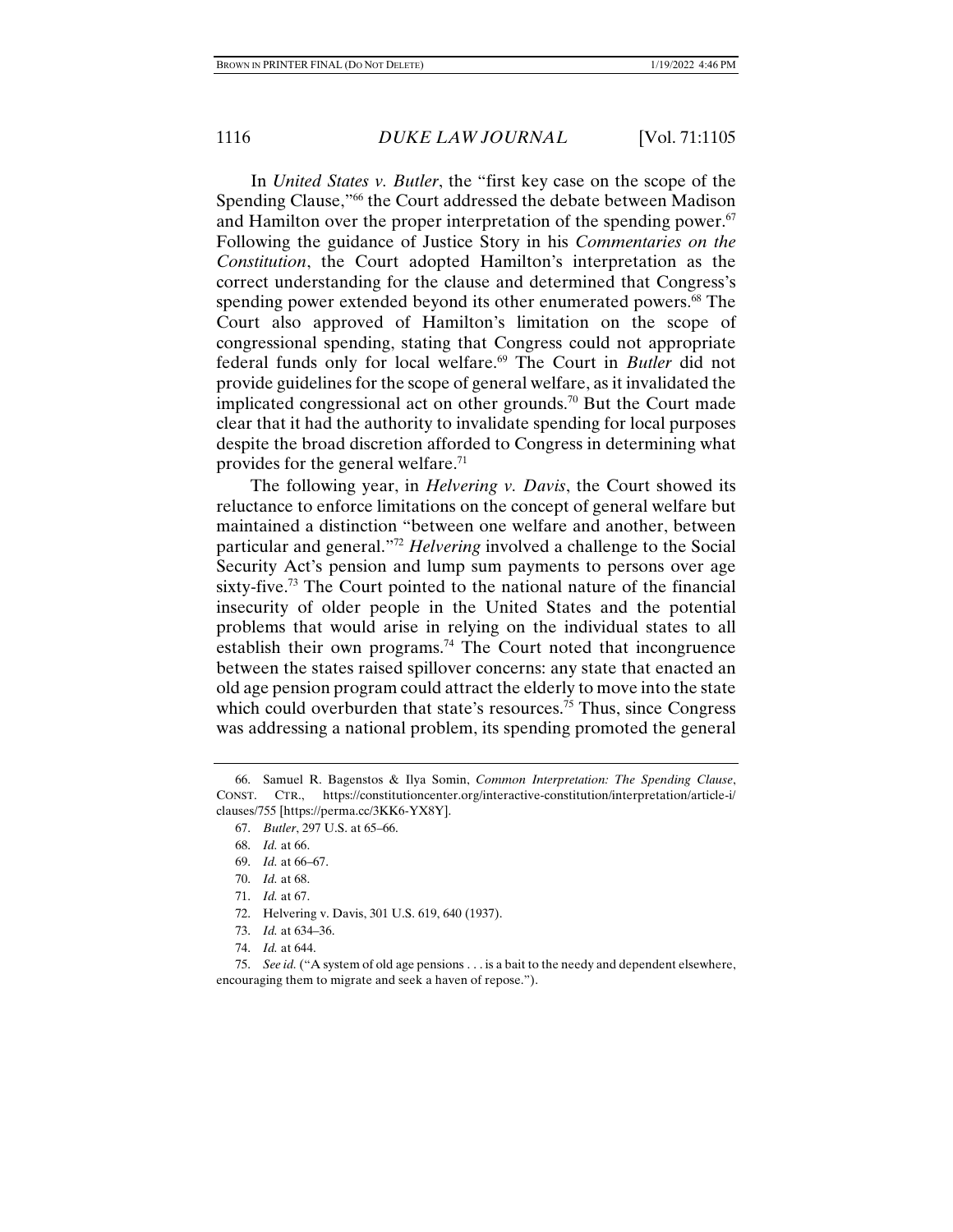In *United States v. Butler*, the "first key case on the scope of the Spending Clause,"[66] the Court addressed the debate between Madison and Hamilton over the proper interpretation of the spending power.[67] Following the guidance of Justice Story in his *Commentaries on the Constitution*, the Court adopted Hamilton's interpretation as the correct understanding for the clause and determined that Congress's spending power extended beyond its other enumerated powers.[68] The Court also approved of Hamilton's limitation on the scope of congressional spending, stating that Congress could not appropriate federal funds only for local welfare.[69] The Court in *Butler* did not provide guidelines for the scope of general welfare, as it invalidated the implicated congressional act on other grounds.[70] But the Court made clear that it had the authority to invalidate spending for local purposes despite the broad discretion afforded to Congress in determining what provides for the general welfare.[71]

The following year, in *Helvering v. Davis*, the Court showed its reluctance to enforce limitations on the concept of general welfare but maintained a distinction "between one welfare and another, between particular and general."[72] *Helvering* involved a challenge to the Social Security Act's pension and lump sum payments to persons over age sixty-five.[73] The Court pointed to the national nature of the financial insecurity of older people in the United States and the potential problems that would arise in relying on the individual states to all establish their own programs.[74] The Court noted that incongruence between the states raised spillover concerns: any state that enacted an old age pension program could attract the elderly to move into the state which could overburden that state's resources.[75] Thus, since Congress was addressing a national problem, its spending promoted the general

---

66. Samuel R. Bagenstos & Ilya Somin, *Common Interpretation: The Spending Clause*, CONST. CTR., https://constitutioncenter.org/interactive-constitution/interpretation/article-i/clauses/755 [https://perma.cc/3KK6-YX8Y].

67. *Butler*, 297 U.S. at 65–66.

68. *Id.* at 66.

69. *Id.* at 66–67.

70. *Id.* at 68.

71. *Id.* at 67.

72. Helvering v. Davis, 301 U.S. 619, 640 (1937).

73. *Id.* at 634–36.

74. *Id.* at 644.

75. *See id.* ("A system of old age pensions . . . is a bait to the needy and dependent elsewhere, encouraging them to migrate and seek a haven of repose.").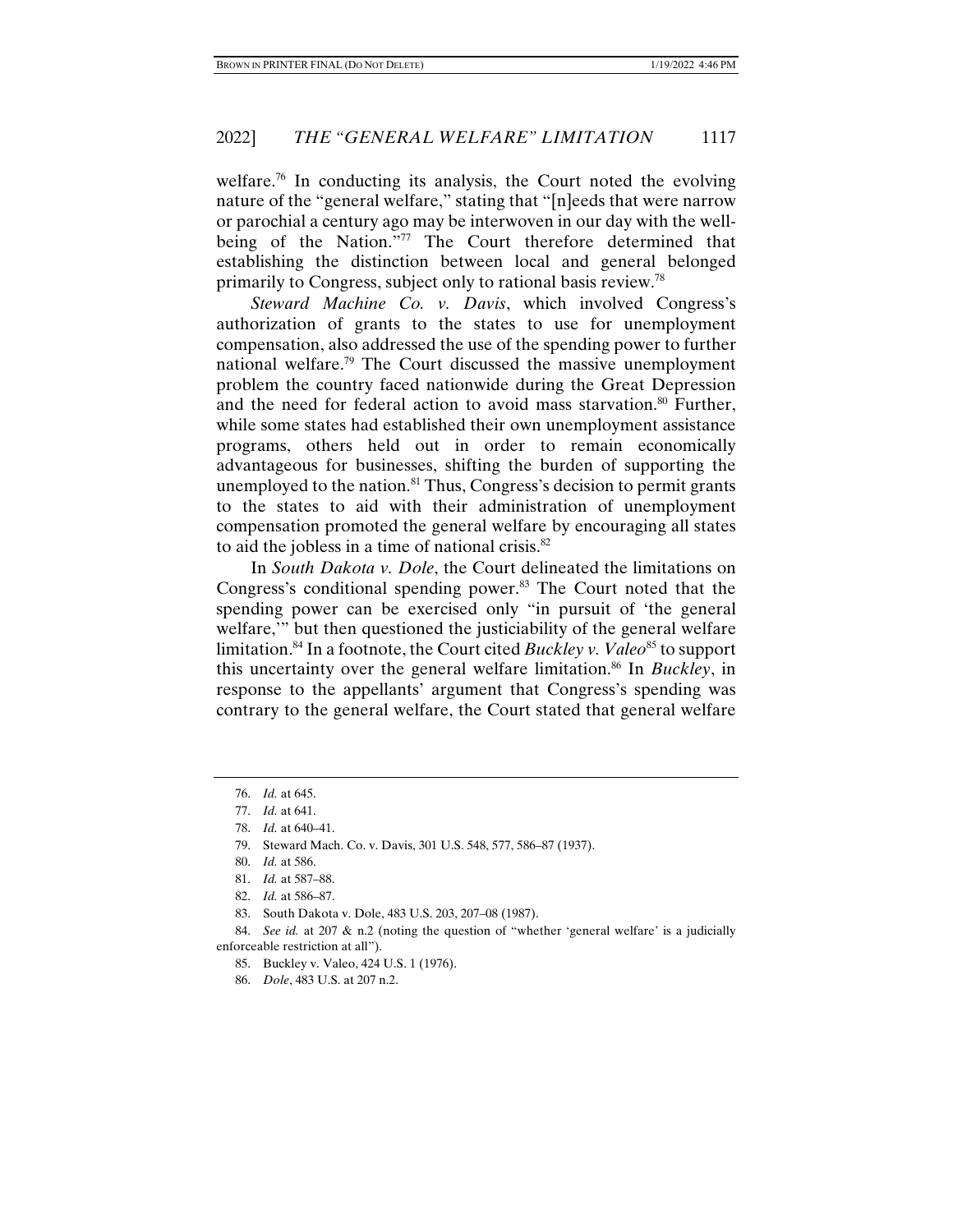welfare.[76] In conducting its analysis, the Court noted the evolving nature of the "general welfare," stating that "[n]eeds that were narrow or parochial a century ago may be interwoven in our day with the well-being of the Nation."[77] The Court therefore determined that establishing the distinction between local and general belonged primarily to Congress, subject only to rational basis review.[78]

*Steward Machine Co. v. Davis*, which involved Congress's authorization of grants to the states to use for unemployment compensation, also addressed the use of the spending power to further national welfare.[79] The Court discussed the massive unemployment problem the country faced nationwide during the Great Depression and the need for federal action to avoid mass starvation.[80] Further, while some states had established their own unemployment assistance programs, others held out in order to remain economically advantageous for businesses, shifting the burden of supporting the unemployed to the nation.[81] Thus, Congress's decision to permit grants to the states to aid with their administration of unemployment compensation promoted the general welfare by encouraging all states to aid the jobless in a time of national crisis.[82]

In *South Dakota v. Dole*, the Court delineated the limitations on Congress's conditional spending power.[83] The Court noted that the spending power can be exercised only "in pursuit of 'the general welfare,'" but then questioned the justiciability of the general welfare limitation.[84] In a footnote, the Court cited *Buckley v. Valeo*[85] to support this uncertainty over the general welfare limitation.[86] In *Buckley*, in response to the appellants' argument that Congress's spending was contrary to the general welfare, the Court stated that general welfare

---

76. *Id.* at 645.

77. *Id.* at 641.

78. *Id.* at 640–41.

79. Steward Mach. Co. v. Davis, 301 U.S. 548, 577, 586–87 (1937).

80. *Id.* at 586.

81. *Id.* at 587–88.

82. *Id.* at 586–87.

83. South Dakota v. Dole, 483 U.S. 203, 207–08 (1987).

84. *See id.* at 207 & n.2 (noting the question of "whether 'general welfare' is a judicially enforceable restriction at all").

85. Buckley v. Valeo, 424 U.S. 1 (1976).

86. *Dole*, 483 U.S. at 207 n.2.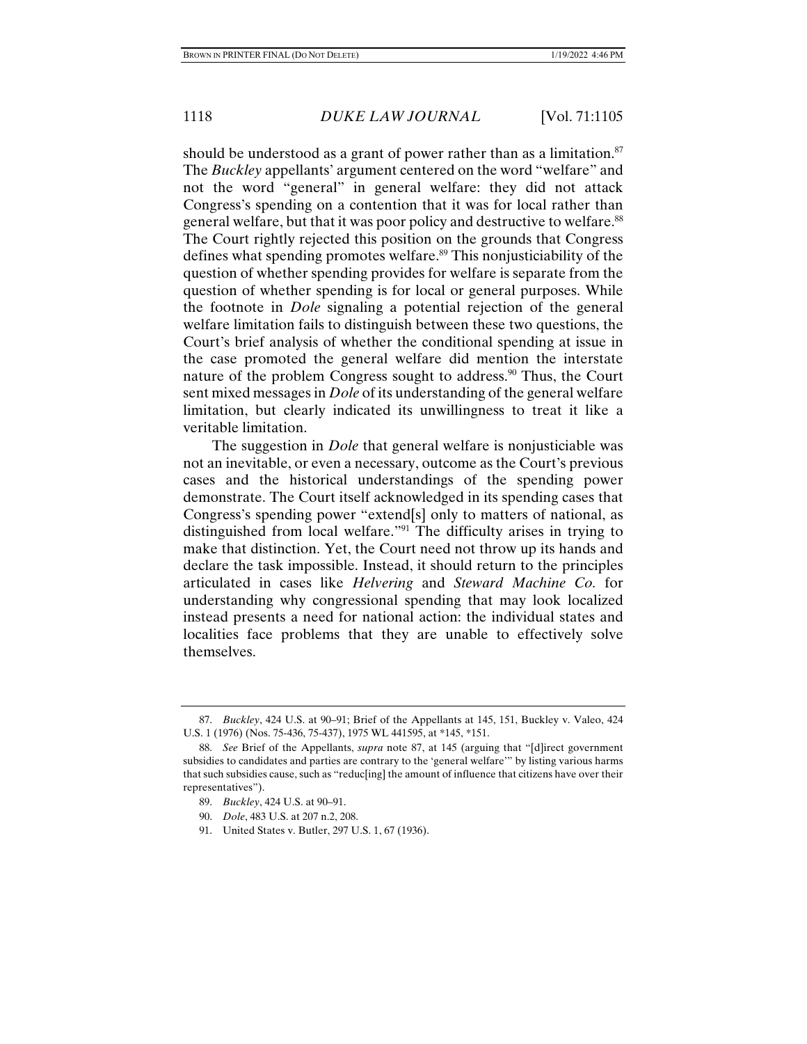should be understood as a grant of power rather than as a limitation.[87] The *Buckley* appellants' argument centered on the word "welfare" and not the word "general" in general welfare: they did not attack Congress's spending on a contention that it was for local rather than general welfare, but that it was poor policy and destructive to welfare.[88] The Court rightly rejected this position on the grounds that Congress defines what spending promotes welfare.[89] This nonjusticiability of the question of whether spending provides for welfare is separate from the question of whether spending is for local or general purposes. While the footnote in *Dole* signaling a potential rejection of the general welfare limitation fails to distinguish between these two questions, the Court's brief analysis of whether the conditional spending at issue in the case promoted the general welfare did mention the interstate nature of the problem Congress sought to address.[90] Thus, the Court sent mixed messages in *Dole* of its understanding of the general welfare limitation, but clearly indicated its unwillingness to treat it like a veritable limitation.

The suggestion in *Dole* that general welfare is nonjusticiable was not an inevitable, or even a necessary, outcome as the Court's previous cases and the historical understandings of the spending power demonstrate. The Court itself acknowledged in its spending cases that Congress's spending power "extend[s] only to matters of national, as distinguished from local welfare."[91] The difficulty arises in trying to make that distinction. Yet, the Court need not throw up its hands and declare the task impossible. Instead, it should return to the principles articulated in cases like *Helvering* and *Steward Machine Co.* for understanding why congressional spending that may look localized instead presents a need for national action: the individual states and localities face problems that they are unable to effectively solve themselves.

---

87. *Buckley*, 424 U.S. at 90–91; Brief of the Appellants at 145, 151, Buckley v. Valeo, 424 U.S. 1 (1976) (Nos. 75-436, 75-437), 1975 WL 441595, at *145, *151.

88. *See* Brief of the Appellants, *supra* note 87, at 145 (arguing that "[d]irect government subsidies to candidates and parties are contrary to the 'general welfare'" by listing various harms that such subsidies cause, such as "reduc[ing] the amount of influence that citizens have over their representatives").

89. *Buckley*, 424 U.S. at 90–91.

90. *Dole*, 483 U.S. at 207 n.2, 208.

91. United States v. Butler, 297 U.S. 1, 67 (1936).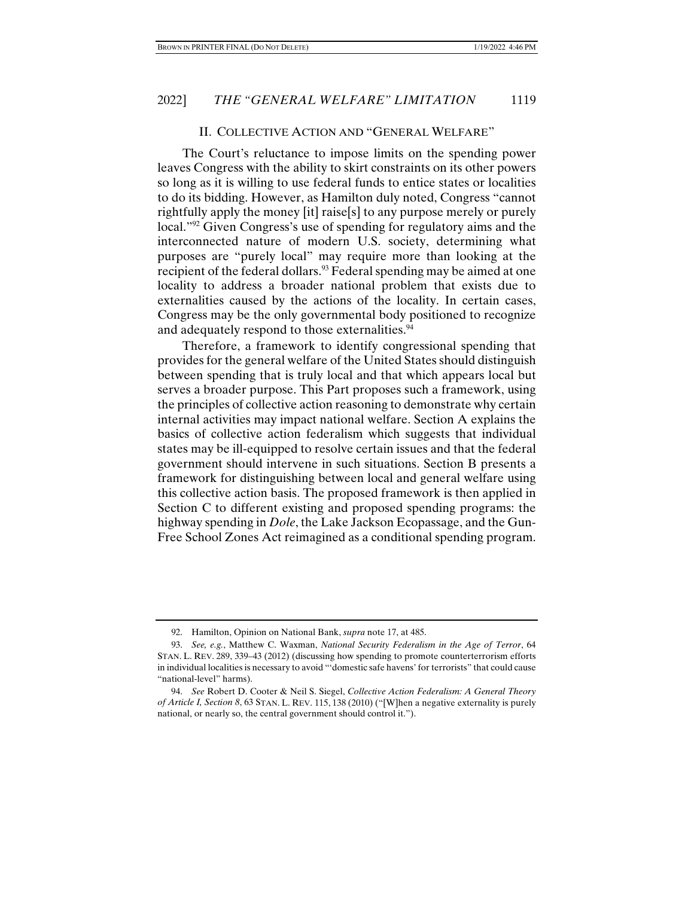## II. COLLECTIVE ACTION AND "GENERAL WELFARE"

The Court's reluctance to impose limits on the spending power leaves Congress with the ability to skirt constraints on its other powers so long as it is willing to use federal funds to entice states or localities to do its bidding. However, as Hamilton duly noted, Congress "cannot rightfully apply the money [it] raise[s] to any purpose merely or purely local."[92] Given Congress's use of spending for regulatory aims and the interconnected nature of modern U.S. society, determining what purposes are "purely local" may require more than looking at the recipient of the federal dollars.[93] Federal spending may be aimed at one locality to address a broader national problem that exists due to externalities caused by the actions of the locality. In certain cases, Congress may be the only governmental body positioned to recognize and adequately respond to those externalities.[94]

Therefore, a framework to identify congressional spending that provides for the general welfare of the United States should distinguish between spending that is truly local and that which appears local but serves a broader purpose. This Part proposes such a framework, using the principles of collective action reasoning to demonstrate why certain internal activities may impact national welfare. Section A explains the basics of collective action federalism which suggests that individual states may be ill-equipped to resolve certain issues and that the federal government should intervene in such situations. Section B presents a framework for distinguishing between local and general welfare using this collective action basis. The proposed framework is then applied in Section C to different existing and proposed spending programs: the highway spending in *Dole*, the Lake Jackson Ecopassage, and the Gun-Free School Zones Act reimagined as a conditional spending program.

---

92. Hamilton, Opinion on National Bank, *supra* note 17, at 485.

93. *See, e.g.*, Matthew C. Waxman, *National Security Federalism in the Age of Terror*, 64 STAN. L. REV. 289, 339–43 (2012) (discussing how spending to promote counterterrorism efforts in individual localities is necessary to avoid "'domestic safe havens' for terrorists" that could cause "national-level" harms).

94. *See* Robert D. Cooter & Neil S. Siegel, *Collective Action Federalism: A General Theory of Article I, Section 8*, 63 STAN. L. REV. 115, 138 (2010) ("[W]hen a negative externality is purely national, or nearly so, the central government should control it.").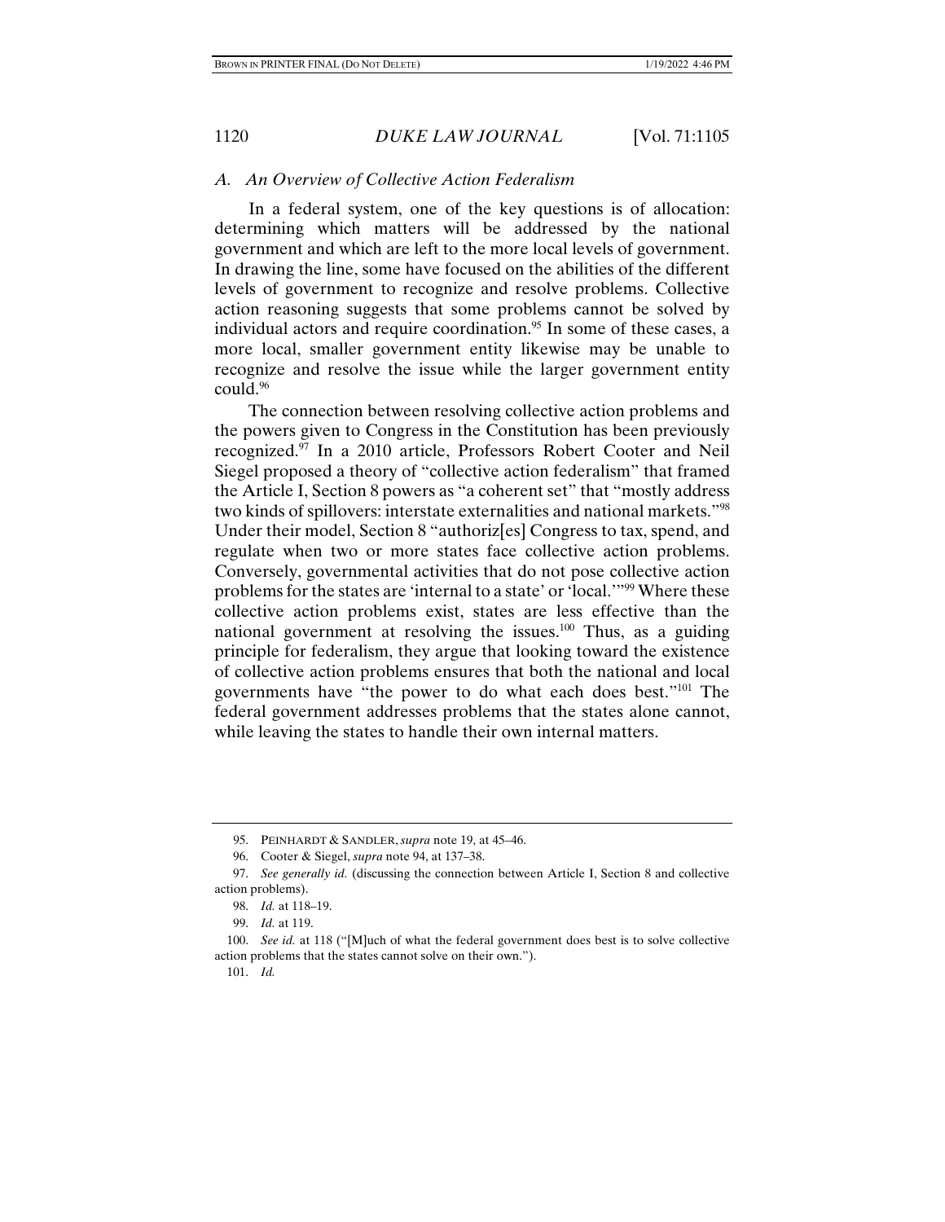### *A. An Overview of Collective Action Federalism*

In a federal system, one of the key questions is of allocation: determining which matters will be addressed by the national government and which are left to the more local levels of government. In drawing the line, some have focused on the abilities of the different levels of government to recognize and resolve problems. Collective action reasoning suggests that some problems cannot be solved by individual actors and require coordination.[95] In some of these cases, a more local, smaller government entity likewise may be unable to recognize and resolve the issue while the larger government entity could.[96]

The connection between resolving collective action problems and the powers given to Congress in the Constitution has been previously recognized.[97] In a 2010 article, Professors Robert Cooter and Neil Siegel proposed a theory of "collective action federalism" that framed the Article I, Section 8 powers as "a coherent set" that "mostly address two kinds of spillovers: interstate externalities and national markets."[98] Under their model, Section 8 "authoriz[es] Congress to tax, spend, and regulate when two or more states face collective action problems. Conversely, governmental activities that do not pose collective action problems for the states are 'internal to a state' or 'local.'"[99] Where these collective action problems exist, states are less effective than the national government at resolving the issues.[100] Thus, as a guiding principle for federalism, they argue that looking toward the existence of collective action problems ensures that both the national and local governments have "the power to do what each does best."[101] The federal government addresses problems that the states alone cannot, while leaving the states to handle their own internal matters.

---

95. PEINHARDT & SANDLER, *supra* note 19, at 45–46.

96. Cooter & Siegel, *supra* note 94, at 137–38.

97. *See generally id.* (discussing the connection between Article I, Section 8 and collective action problems).

98. *Id.* at 118–19.

99. *Id.* at 119.

100. *See id.* at 118 ("[M]uch of what the federal government does best is to solve collective action problems that the states cannot solve on their own.").

101. *Id.*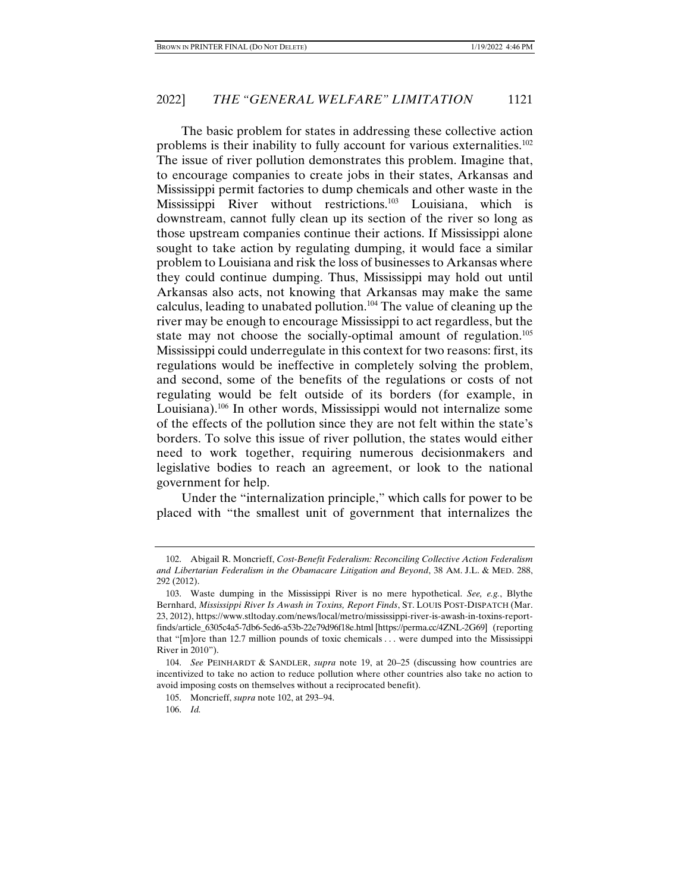The basic problem for states in addressing these collective action problems is their inability to fully account for various externalities.[102] The issue of river pollution demonstrates this problem. Imagine that, to encourage companies to create jobs in their states, Arkansas and Mississippi permit factories to dump chemicals and other waste in the Mississippi River without restrictions.[103] Louisiana, which is downstream, cannot fully clean up its section of the river so long as those upstream companies continue their actions. If Mississippi alone sought to take action by regulating dumping, it would face a similar problem to Louisiana and risk the loss of businesses to Arkansas where they could continue dumping. Thus, Mississippi may hold out until Arkansas also acts, not knowing that Arkansas may make the same calculus, leading to unabated pollution.[104] The value of cleaning up the river may be enough to encourage Mississippi to act regardless, but the state may not choose the socially-optimal amount of regulation.[105] Mississippi could underregulate in this context for two reasons: first, its regulations would be ineffective in completely solving the problem, and second, some of the benefits of the regulations or costs of not regulating would be felt outside of its borders (for example, in Louisiana).[106] In other words, Mississippi would not internalize some of the effects of the pollution since they are not felt within the state's borders. To solve this issue of river pollution, the states would either need to work together, requiring numerous decisionmakers and legislative bodies to reach an agreement, or look to the national government for help.

Under the "internalization principle," which calls for power to be placed with "the smallest unit of government that internalizes the

---

102. Abigail R. Moncrieff, *Cost-Benefit Federalism: Reconciling Collective Action Federalism and Libertarian Federalism in the Obamacare Litigation and Beyond*, 38 AM. J.L. & MED. 288, 292 (2012).

103. Waste dumping in the Mississippi River is no mere hypothetical. *See, e.g.*, Blythe Bernhard, *Mississippi River Is Awash in Toxins, Report Finds*, ST. LOUIS POST-DISPATCH (Mar. 23, 2012), https://www.stltoday.com/news/local/metro/mississippi-river-is-awash-in-toxins-report-finds/article_6305c4a5-7db6-5ed6-a53b-22e79d96f18e.html [https://perma.cc/4ZNL-2G69] (reporting that "[m]ore than 12.7 million pounds of toxic chemicals . . . were dumped into the Mississippi River in 2010").

104. *See* PEINHARDT & SANDLER, *supra* note 19, at 20–25 (discussing how countries are incentivized to take no action to reduce pollution where other countries also take no action to avoid imposing costs on themselves without a reciprocated benefit).

105. Moncrieff, *supra* note 102, at 293–94.

106. *Id.*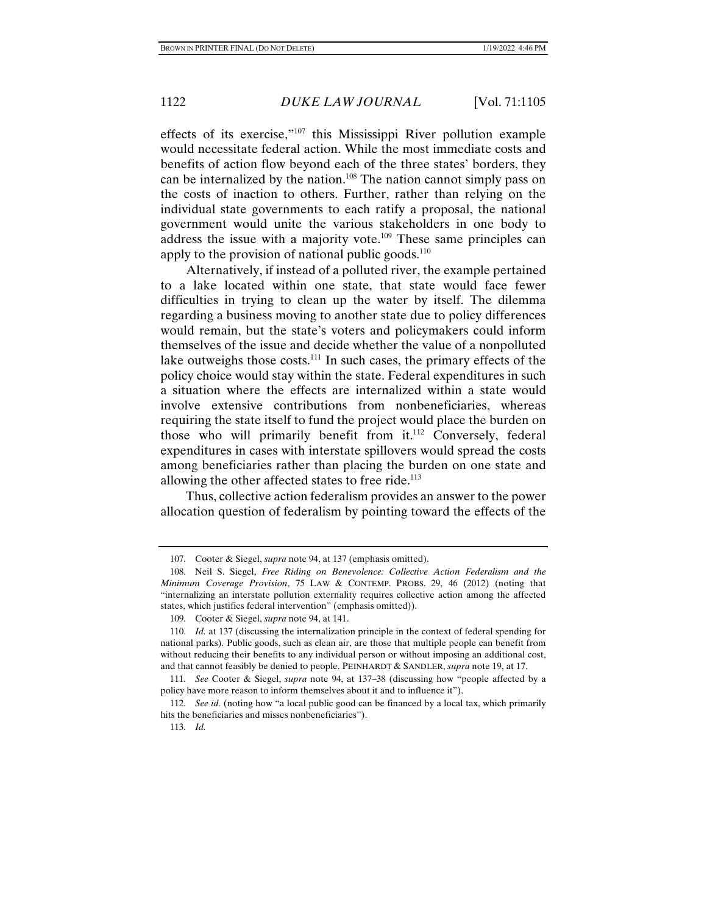effects of its exercise,"[107] this Mississippi River pollution example would necessitate federal action. While the most immediate costs and benefits of action flow beyond each of the three states' borders, they can be internalized by the nation.[108] The nation cannot simply pass on the costs of inaction to others. Further, rather than relying on the individual state governments to each ratify a proposal, the national government would unite the various stakeholders in one body to address the issue with a majority vote.[109] These same principles can apply to the provision of national public goods.[110]

Alternatively, if instead of a polluted river, the example pertained to a lake located within one state, that state would face fewer difficulties in trying to clean up the water by itself. The dilemma regarding a business moving to another state due to policy differences would remain, but the state's voters and policymakers could inform themselves of the issue and decide whether the value of a nonpolluted lake outweighs those costs.[111] In such cases, the primary effects of the policy choice would stay within the state. Federal expenditures in such a situation where the effects are internalized within a state would involve extensive contributions from nonbeneficiaries, whereas requiring the state itself to fund the project would place the burden on those who will primarily benefit from it.[112] Conversely, federal expenditures in cases with interstate spillovers would spread the costs among beneficiaries rather than placing the burden on one state and allowing the other affected states to free ride.[113]

Thus, collective action federalism provides an answer to the power allocation question of federalism by pointing toward the effects of the

---

107. Cooter & Siegel, *supra* note 94, at 137 (emphasis omitted).

108. Neil S. Siegel, *Free Riding on Benevolence: Collective Action Federalism and the Minimum Coverage Provision*, 75 LAW & CONTEMP. PROBS. 29, 46 (2012) (noting that "internalizing an interstate pollution externality requires collective action among the affected states, which justifies federal intervention" (emphasis omitted)).

109. Cooter & Siegel, *supra* note 94, at 141.

110. *Id.* at 137 (discussing the internalization principle in the context of federal spending for national parks). Public goods, such as clean air, are those that multiple people can benefit from without reducing their benefits to any individual person or without imposing an additional cost, and that cannot feasibly be denied to people. PEINHARDT & SANDLER, *supra* note 19, at 17.

111. *See* Cooter & Siegel, *supra* note 94, at 137–38 (discussing how "people affected by a policy have more reason to inform themselves about it and to influence it").

112. *See id.* (noting how "a local public good can be financed by a local tax, which primarily hits the beneficiaries and misses nonbeneficiaries").

113. *Id.*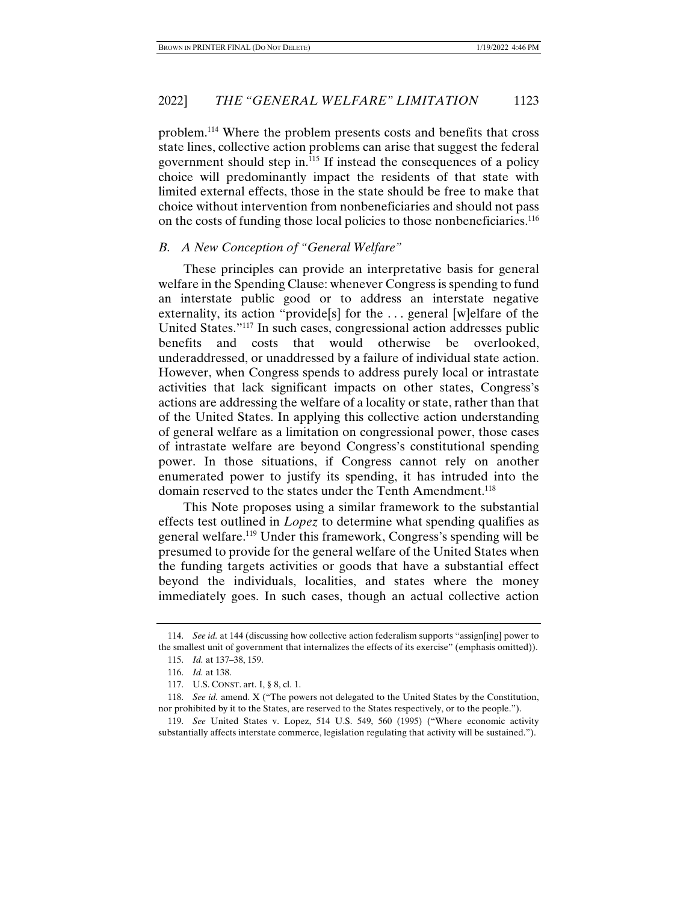problem.[114] Where the problem presents costs and benefits that cross state lines, collective action problems can arise that suggest the federal government should step in.[115] If instead the consequences of a policy choice will predominantly impact the residents of that state with limited external effects, those in the state should be free to make that choice without intervention from nonbeneficiaries and should not pass on the costs of funding those local policies to those nonbeneficiaries.[116]

### *B. A New Conception of "General Welfare"*

These principles can provide an interpretative basis for general welfare in the Spending Clause: whenever Congress is spending to fund an interstate public good or to address an interstate negative externality, its action "provide[s] for the . . . general [w]elfare of the United States."[117] In such cases, congressional action addresses public benefits and costs that would otherwise be overlooked, underaddressed, or unaddressed by a failure of individual state action. However, when Congress spends to address purely local or intrastate activities that lack significant impacts on other states, Congress's actions are addressing the welfare of a locality or state, rather than that of the United States. In applying this collective action understanding of general welfare as a limitation on congressional power, those cases of intrastate welfare are beyond Congress's constitutional spending power. In those situations, if Congress cannot rely on another enumerated power to justify its spending, it has intruded into the domain reserved to the states under the Tenth Amendment.[118]

This Note proposes using a similar framework to the substantial effects test outlined in *Lopez* to determine what spending qualifies as general welfare.[119] Under this framework, Congress's spending will be presumed to provide for the general welfare of the United States when the funding targets activities or goods that have a substantial effect beyond the individuals, localities, and states where the money immediately goes. In such cases, though an actual collective action

---

114. *See id.* at 144 (discussing how collective action federalism supports "assign[ing] power to the smallest unit of government that internalizes the effects of its exercise" (emphasis omitted)).

115. *Id.* at 137–38, 159.

116. *Id.* at 138.

117. U.S. CONST. art. I, § 8, cl. 1.

118. *See id.* amend. X ("The powers not delegated to the United States by the Constitution, nor prohibited by it to the States, are reserved to the States respectively, or to the people.").

119. *See* United States v. Lopez, 514 U.S. 549, 560 (1995) ("Where economic activity substantially affects interstate commerce, legislation regulating that activity will be sustained.").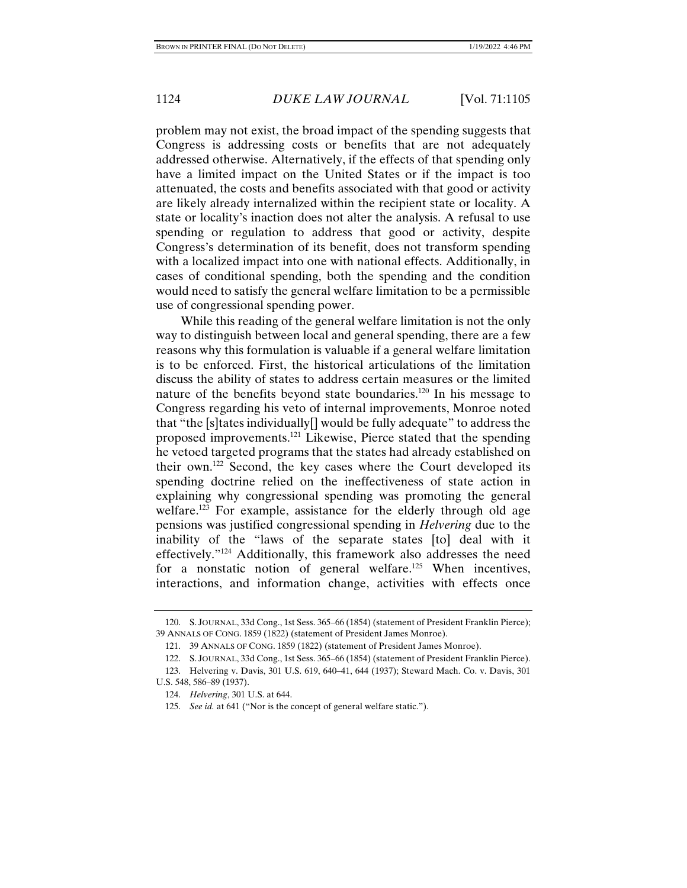problem may not exist, the broad impact of the spending suggests that Congress is addressing costs or benefits that are not adequately addressed otherwise. Alternatively, if the effects of that spending only have a limited impact on the United States or if the impact is too attenuated, the costs and benefits associated with that good or activity are likely already internalized within the recipient state or locality. A state or locality's inaction does not alter the analysis. A refusal to use spending or regulation to address that good or activity, despite Congress's determination of its benefit, does not transform spending with a localized impact into one with national effects. Additionally, in cases of conditional spending, both the spending and the condition would need to satisfy the general welfare limitation to be a permissible use of congressional spending power.

While this reading of the general welfare limitation is not the only way to distinguish between local and general spending, there are a few reasons why this formulation is valuable if a general welfare limitation is to be enforced. First, the historical articulations of the limitation discuss the ability of states to address certain measures or the limited nature of the benefits beyond state boundaries.[120] In his message to Congress regarding his veto of internal improvements, Monroe noted that "the [s]tates individually[] would be fully adequate" to address the proposed improvements.[121] Likewise, Pierce stated that the spending he vetoed targeted programs that the states had already established on their own.[122] Second, the key cases where the Court developed its spending doctrine relied on the ineffectiveness of state action in explaining why congressional spending was promoting the general welfare.[123] For example, assistance for the elderly through old age pensions was justified congressional spending in *Helvering* due to the inability of the "laws of the separate states [to] deal with it effectively."[124] Additionally, this framework also addresses the need for a nonstatic notion of general welfare.[125] When incentives, interactions, and information change, activities with effects once

---

120. S. JOURNAL, 33d Cong., 1st Sess. 365–66 (1854) (statement of President Franklin Pierce); 39 ANNALS OF CONG. 1859 (1822) (statement of President James Monroe).

121. 39 ANNALS OF CONG. 1859 (1822) (statement of President James Monroe).

122. S. JOURNAL, 33d Cong., 1st Sess. 365–66 (1854) (statement of President Franklin Pierce).

123. Helvering v. Davis, 301 U.S. 619, 640–41, 644 (1937); Steward Mach. Co. v. Davis, 301 U.S. 548, 586–89 (1937).

124. *Helvering*, 301 U.S. at 644.

125. *See id.* at 641 ("Nor is the concept of general welfare static.").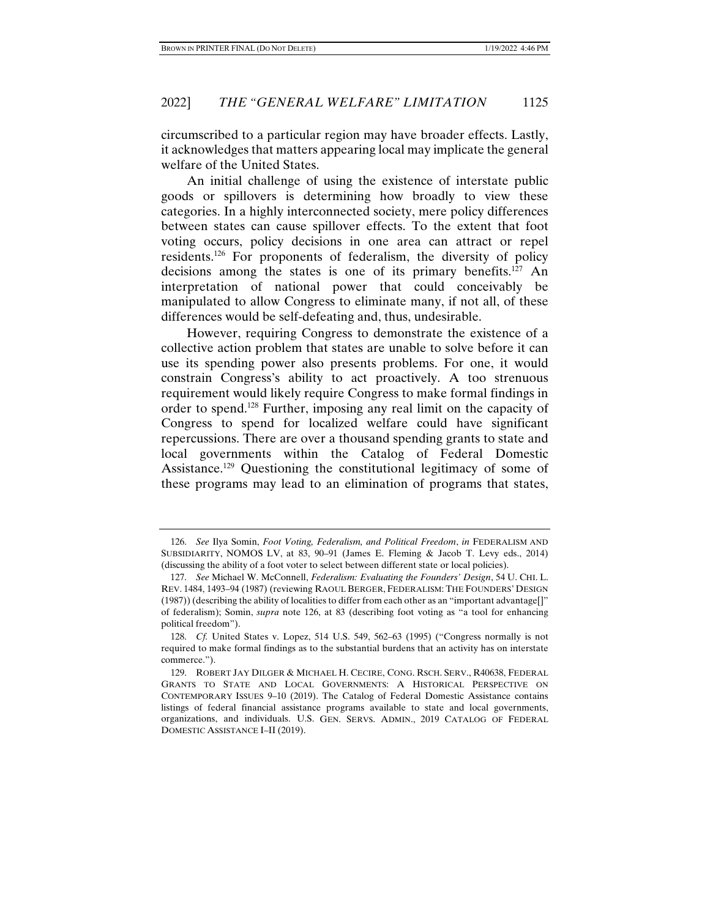circumscribed to a particular region may have broader effects. Lastly, it acknowledges that matters appearing local may implicate the general welfare of the United States.

An initial challenge of using the existence of interstate public goods or spillovers is determining how broadly to view these categories. In a highly interconnected society, mere policy differences between states can cause spillover effects. To the extent that foot voting occurs, policy decisions in one area can attract or repel residents.[126] For proponents of federalism, the diversity of policy decisions among the states is one of its primary benefits.[127] An interpretation of national power that could conceivably be manipulated to allow Congress to eliminate many, if not all, of these differences would be self-defeating and, thus, undesirable.

However, requiring Congress to demonstrate the existence of a collective action problem that states are unable to solve before it can use its spending power also presents problems. For one, it would constrain Congress's ability to act proactively. A too strenuous requirement would likely require Congress to make formal findings in order to spend.[128] Further, imposing any real limit on the capacity of Congress to spend for localized welfare could have significant repercussions. There are over a thousand spending grants to state and local governments within the Catalog of Federal Domestic Assistance.[129] Questioning the constitutional legitimacy of some of these programs may lead to an elimination of programs that states,

---

126. *See* Ilya Somin, *Foot Voting, Federalism, and Political Freedom*, *in* FEDERALISM AND SUBSIDIARITY, NOMOS LV, at 83, 90–91 (James E. Fleming & Jacob T. Levy eds., 2014) (discussing the ability of a foot voter to select between different state or local policies).

127. *See* Michael W. McConnell, *Federalism: Evaluating the Founders' Design*, 54 U. CHI. L. REV. 1484, 1493–94 (1987) (reviewing RAOUL BERGER, FEDERALISM: THE FOUNDERS' DESIGN (1987)) (describing the ability of localities to differ from each other as an "important advantage[]" of federalism); Somin, *supra* note 126, at 83 (describing foot voting as "a tool for enhancing political freedom").

128. *Cf.* United States v. Lopez, 514 U.S. 549, 562–63 (1995) ("Congress normally is not required to make formal findings as to the substantial burdens that an activity has on interstate commerce.").

129. ROBERT JAY DILGER & MICHAEL H. CECIRE, CONG. RSCH. SERV., R40638, FEDERAL GRANTS TO STATE AND LOCAL GOVERNMENTS: A HISTORICAL PERSPECTIVE ON CONTEMPORARY ISSUES 9–10 (2019). The Catalog of Federal Domestic Assistance contains listings of federal financial assistance programs available to state and local governments, organizations, and individuals. U.S. GEN. SERVS. ADMIN., 2019 CATALOG OF FEDERAL DOMESTIC ASSISTANCE I–II (2019).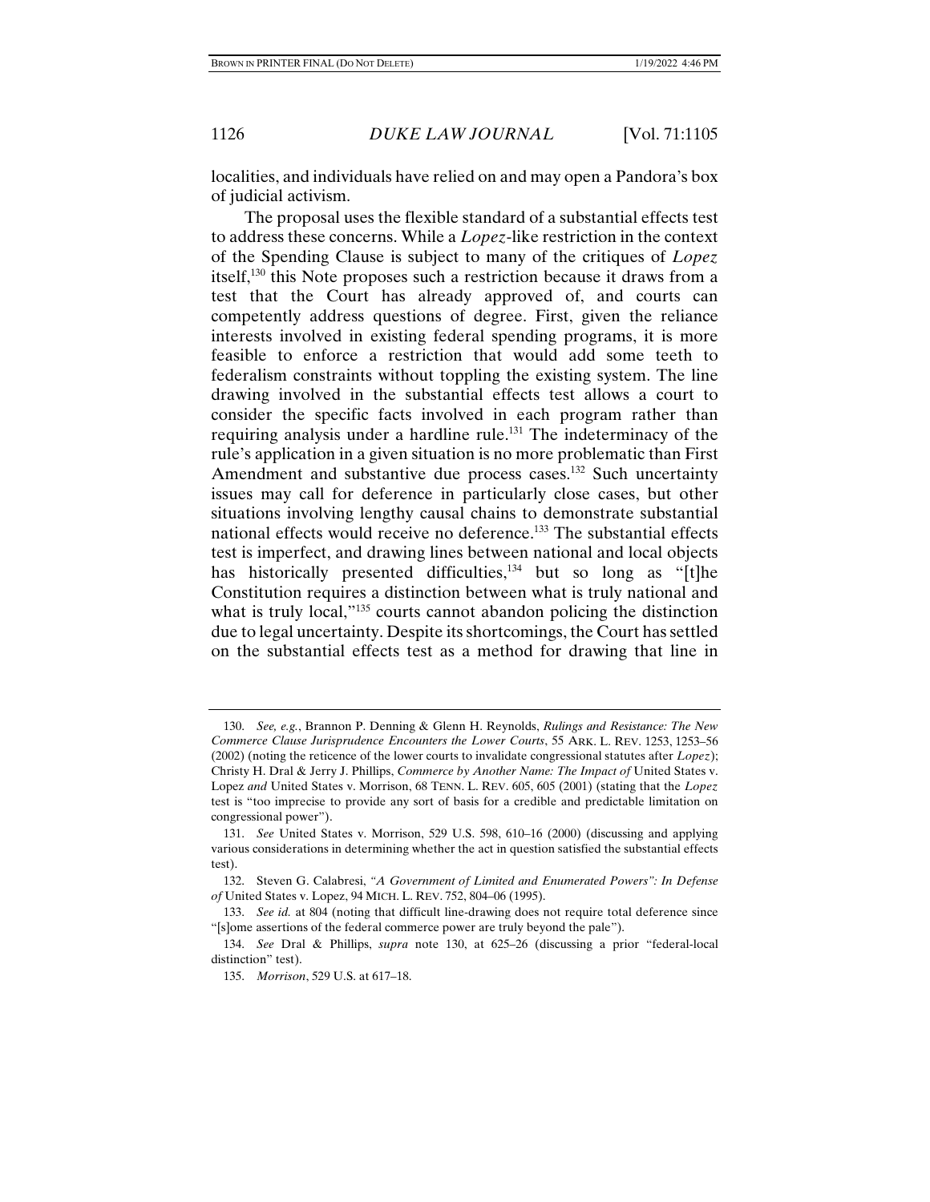localities, and individuals have relied on and may open a Pandora's box of judicial activism.

The proposal uses the flexible standard of a substantial effects test to address these concerns. While a *Lopez*-like restriction in the context of the Spending Clause is subject to many of the critiques of *Lopez* itself,[130] this Note proposes such a restriction because it draws from a test that the Court has already approved of, and courts can competently address questions of degree. First, given the reliance interests involved in existing federal spending programs, it is more feasible to enforce a restriction that would add some teeth to federalism constraints without toppling the existing system. The line drawing involved in the substantial effects test allows a court to consider the specific facts involved in each program rather than requiring analysis under a hardline rule.[131] The indeterminacy of the rule's application in a given situation is no more problematic than First Amendment and substantive due process cases.[132] Such uncertainty issues may call for deference in particularly close cases, but other situations involving lengthy causal chains to demonstrate substantial national effects would receive no deference.[133] The substantial effects test is imperfect, and drawing lines between national and local objects has historically presented difficulties,[134] but so long as "[t]he Constitution requires a distinction between what is truly national and what is truly local,"[135] courts cannot abandon policing the distinction due to legal uncertainty. Despite its shortcomings, the Court has settled on the substantial effects test as a method for drawing that line in

---

130. *See, e.g.*, Brannon P. Denning & Glenn H. Reynolds, *Rulings and Resistance: The New Commerce Clause Jurisprudence Encounters the Lower Courts*, 55 ARK. L. REV. 1253, 1253–56 (2002) (noting the reticence of the lower courts to invalidate congressional statutes after *Lopez*); Christy H. Dral & Jerry J. Phillips, *Commerce by Another Name: The Impact of* United States v. Lopez *and* United States v. Morrison, 68 TENN. L. REV. 605, 605 (2001) (stating that the *Lopez* test is "too imprecise to provide any sort of basis for a credible and predictable limitation on congressional power").

131. *See* United States v. Morrison, 529 U.S. 598, 610–16 (2000) (discussing and applying various considerations in determining whether the act in question satisfied the substantial effects test).

132. Steven G. Calabresi, *"A Government of Limited and Enumerated Powers": In Defense of* United States v. Lopez, 94 MICH. L. REV. 752, 804–06 (1995).

133. *See id.* at 804 (noting that difficult line-drawing does not require total deference since "[s]ome assertions of the federal commerce power are truly beyond the pale").

134. *See* Dral & Phillips, *supra* note 130, at 625–26 (discussing a prior "federal-local distinction" test).

135. *Morrison*, 529 U.S. at 617–18.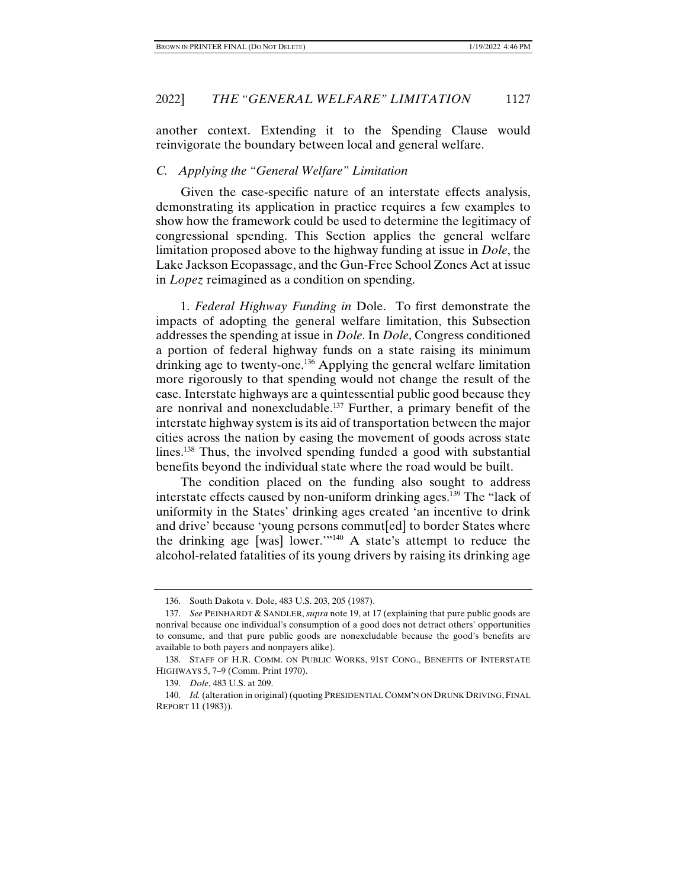another context. Extending it to the Spending Clause would reinvigorate the boundary between local and general welfare.

### *C. Applying the "General Welfare" Limitation*

Given the case-specific nature of an interstate effects analysis, demonstrating its application in practice requires a few examples to show how the framework could be used to determine the legitimacy of congressional spending. This Section applies the general welfare limitation proposed above to the highway funding at issue in *Dole*, the Lake Jackson Ecopassage, and the Gun-Free School Zones Act at issue in *Lopez* reimagined as a condition on spending.

1. *Federal Highway Funding in* Dole. To first demonstrate the impacts of adopting the general welfare limitation, this Subsection addresses the spending at issue in *Dole*. In *Dole*, Congress conditioned a portion of federal highway funds on a state raising its minimum drinking age to twenty-one.[136] Applying the general welfare limitation more rigorously to that spending would not change the result of the case. Interstate highways are a quintessential public good because they are nonrival and nonexcludable.[137] Further, a primary benefit of the interstate highway system is its aid of transportation between the major cities across the nation by easing the movement of goods across state lines.[138] Thus, the involved spending funded a good with substantial benefits beyond the individual state where the road would be built.

The condition placed on the funding also sought to address interstate effects caused by non-uniform drinking ages.[139] The "lack of uniformity in the States' drinking ages created 'an incentive to drink and drive' because 'young persons commut[ed] to border States where the drinking age [was] lower.'"[140] A state's attempt to reduce the alcohol-related fatalities of its young drivers by raising its drinking age

---

136. South Dakota v. Dole, 483 U.S. 203, 205 (1987).

137. *See* PEINHARDT & SANDLER, *supra* note 19, at 17 (explaining that pure public goods are nonrival because one individual's consumption of a good does not detract others' opportunities to consume, and that pure public goods are nonexcludable because the good's benefits are available to both payers and nonpayers alike).

138. STAFF OF H.R. COMM. ON PUBLIC WORKS, 91ST CONG., BENEFITS OF INTERSTATE HIGHWAYS 5, 7–9 (Comm. Print 1970).

139. *Dole*, 483 U.S. at 209.

140. *Id.* (alteration in original) (quoting PRESIDENTIAL COMM'N ON DRUNK DRIVING, FINAL REPORT 11 (1983)).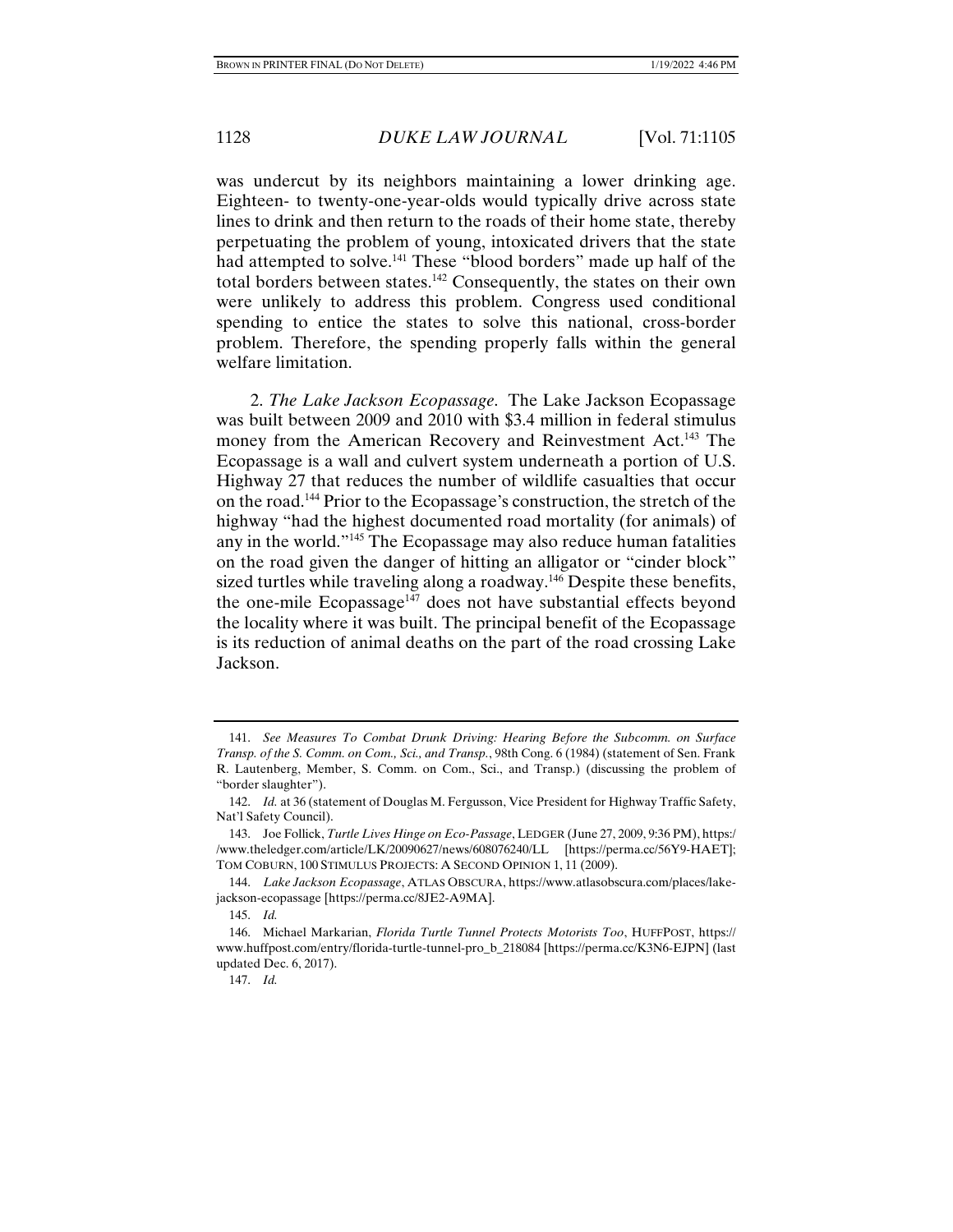was undercut by its neighbors maintaining a lower drinking age. Eighteen- to twenty-one-year-olds would typically drive across state lines to drink and then return to the roads of their home state, thereby perpetuating the problem of young, intoxicated drivers that the state had attempted to solve.[141] These "blood borders" made up half of the total borders between states.[142] Consequently, the states on their own were unlikely to address this problem. Congress used conditional spending to entice the states to solve this national, cross-border problem. Therefore, the spending properly falls within the general welfare limitation.

2. *The Lake Jackson Ecopassage*. The Lake Jackson Ecopassage was built between 2009 and 2010 with $3.4 million in federal stimulus money from the American Recovery and Reinvestment Act.[143] The Ecopassage is a wall and culvert system underneath a portion of U.S. Highway 27 that reduces the number of wildlife casualties that occur on the road.[144] Prior to the Ecopassage's construction, the stretch of the highway "had the highest documented road mortality (for animals) of any in the world."[145] The Ecopassage may also reduce human fatalities on the road given the danger of hitting an alligator or "cinder block" sized turtles while traveling along a roadway.[146] Despite these benefits, the one-mile Ecopassage[147] does not have substantial effects beyond the locality where it was built. The principal benefit of the Ecopassage is its reduction of animal deaths on the part of the road crossing Lake Jackson.

---

141. *See Measures To Combat Drunk Driving: Hearing Before the Subcomm. on Surface Transp. of the S. Comm. on Com., Sci., and Transp.*, 98th Cong. 6 (1984) (statement of Sen. Frank R. Lautenberg, Member, S. Comm. on Com., Sci., and Transp.) (discussing the problem of "border slaughter").

142. *Id.* at 36 (statement of Douglas M. Fergusson, Vice President for Highway Traffic Safety, Nat'l Safety Council).

143. Joe Follick, *Turtle Lives Hinge on Eco-Passage*, LEDGER (June 27, 2009, 9:36 PM), https://www.theledger.com/article/LK/20090627/news/608076240/LL [https://perma.cc/56Y9-HAET]; TOM COBURN, 100 STIMULUS PROJECTS: A SECOND OPINION 1, 11 (2009).

144. *Lake Jackson Ecopassage*, ATLAS OBSCURA, https://www.atlasobscura.com/places/lake-jackson-ecopassage [https://perma.cc/8JE2-A9MA].

145. *Id.*

146. Michael Markarian, *Florida Turtle Tunnel Protects Motorists Too*, HUFFPOST, https://www.huffpost.com/entry/florida-turtle-tunnel-pro_b_218084 [https://perma.cc/K3N6-EJPN] (last updated Dec. 6, 2017).

147. *Id.*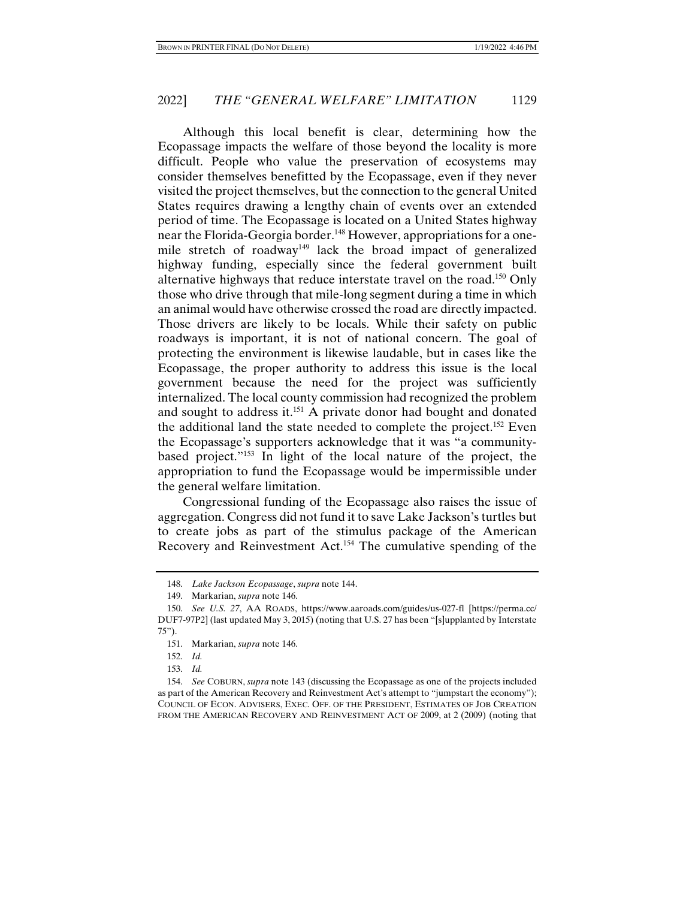Although this local benefit is clear, determining how the Ecopassage impacts the welfare of those beyond the locality is more difficult. People who value the preservation of ecosystems may consider themselves benefitted by the Ecopassage, even if they never visited the project themselves, but the connection to the general United States requires drawing a lengthy chain of events over an extended period of time. The Ecopassage is located on a United States highway near the Florida-Georgia border.[148] However, appropriations for a one-mile stretch of roadway[149] lack the broad impact of generalized highway funding, especially since the federal government built alternative highways that reduce interstate travel on the road.[150] Only those who drive through that mile-long segment during a time in which an animal would have otherwise crossed the road are directly impacted. Those drivers are likely to be locals. While their safety on public roadways is important, it is not of national concern. The goal of protecting the environment is likewise laudable, but in cases like the Ecopassage, the proper authority to address this issue is the local government because the need for the project was sufficiently internalized. The local county commission had recognized the problem and sought to address it.[151] A private donor had bought and donated the additional land the state needed to complete the project.[152] Even the Ecopassage's supporters acknowledge that it was "a community-based project."[153] In light of the local nature of the project, the appropriation to fund the Ecopassage would be impermissible under the general welfare limitation.

Congressional funding of the Ecopassage also raises the issue of aggregation. Congress did not fund it to save Lake Jackson's turtles but to create jobs as part of the stimulus package of the American Recovery and Reinvestment Act.[154] The cumulative spending of the

---

148. *Lake Jackson Ecopassage*, *supra* note 144.

149. Markarian, *supra* note 146.

150. *See U.S. 27*, AA ROADS, https://www.aaroads.com/guides/us-027-fl [https://perma.cc/DUF7-97P2] (last updated May 3, 2015) (noting that U.S. 27 has been "[s]upplanted by Interstate 75").

151. Markarian, *supra* note 146.

152. *Id.*

153. *Id.*

154. *See* COBURN, *supra* note 143 (discussing the Ecopassage as one of the projects included as part of the American Recovery and Reinvestment Act's attempt to "jumpstart the economy"); COUNCIL OF ECON. ADVISERS, EXEC. OFF. OF THE PRESIDENT, ESTIMATES OF JOB CREATION FROM THE AMERICAN RECOVERY AND REINVESTMENT ACT OF 2009, at 2 (2009) (noting that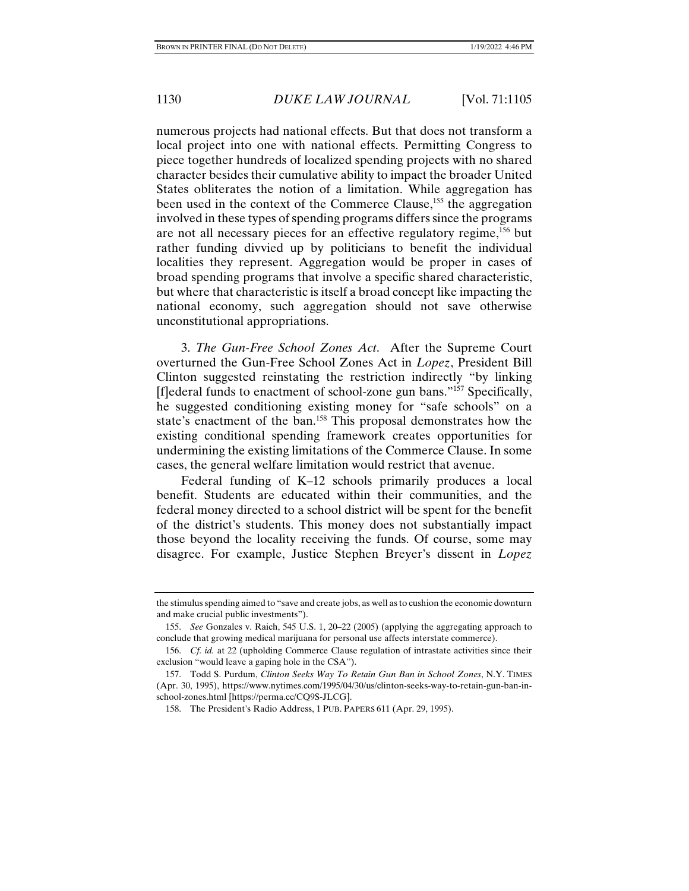numerous projects had national effects. But that does not transform a local project into one with national effects. Permitting Congress to piece together hundreds of localized spending projects with no shared character besides their cumulative ability to impact the broader United States obliterates the notion of a limitation. While aggregation has been used in the context of the Commerce Clause,[155] the aggregation involved in these types of spending programs differs since the programs are not all necessary pieces for an effective regulatory regime,[156] but rather funding divvied up by politicians to benefit the individual localities they represent. Aggregation would be proper in cases of broad spending programs that involve a specific shared characteristic, but where that characteristic is itself a broad concept like impacting the national economy, such aggregation should not save otherwise unconstitutional appropriations.

3. *The Gun-Free School Zones Act.* After the Supreme Court overturned the Gun-Free School Zones Act in *Lopez*, President Bill Clinton suggested reinstating the restriction indirectly "by linking [f]ederal funds to enactment of school-zone gun bans."[157] Specifically, he suggested conditioning existing money for "safe schools" on a state's enactment of the ban.[158] This proposal demonstrates how the existing conditional spending framework creates opportunities for undermining the existing limitations of the Commerce Clause. In some cases, the general welfare limitation would restrict that avenue.

Federal funding of K–12 schools primarily produces a local benefit. Students are educated within their communities, and the federal money directed to a school district will be spent for the benefit of the district's students. This money does not substantially impact those beyond the locality receiving the funds. Of course, some may disagree. For example, Justice Stephen Breyer's dissent in *Lopez*

---

the stimulus spending aimed to "save and create jobs, as well as to cushion the economic downturn and make crucial public investments").

155. *See* Gonzales v. Raich, 545 U.S. 1, 20–22 (2005) (applying the aggregating approach to conclude that growing medical marijuana for personal use affects interstate commerce).

156. *Cf. id.* at 22 (upholding Commerce Clause regulation of intrastate activities since their exclusion "would leave a gaping hole in the CSA").

157. Todd S. Purdum, *Clinton Seeks Way To Retain Gun Ban in School Zones*, N.Y. TIMES (Apr. 30, 1995), https://www.nytimes.com/1995/04/30/us/clinton-seeks-way-to-retain-gun-ban-in-school-zones.html [https://perma.cc/CQ9S-JLCG].

158. The President's Radio Address, 1 PUB. PAPERS 611 (Apr. 29, 1995).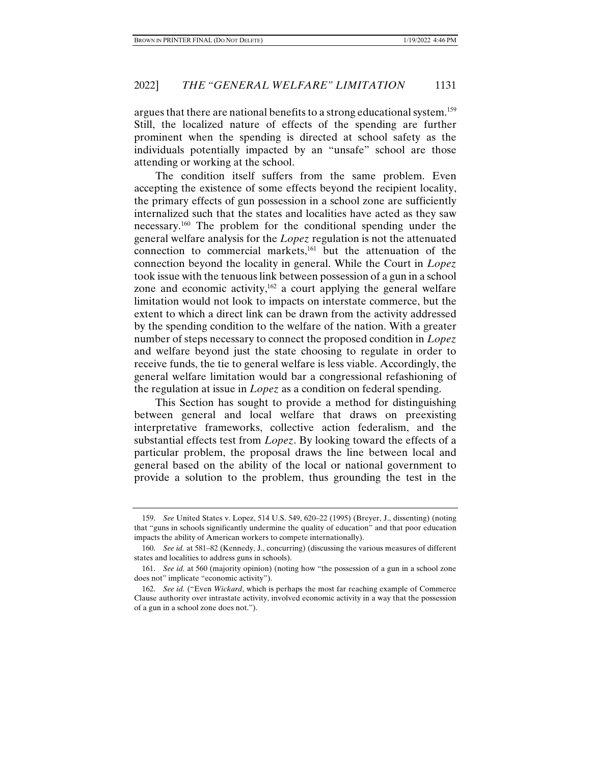argues that there are national benefits to a strong educational system.[159] Still, the localized nature of effects of the spending are further prominent when the spending is directed at school safety as the individuals potentially impacted by an "unsafe" school are those attending or working at the school.

The condition itself suffers from the same problem. Even accepting the existence of some effects beyond the recipient locality, the primary effects of gun possession in a school zone are sufficiently internalized such that the states and localities have acted as they saw necessary.[160] The problem for the conditional spending under the general welfare analysis for the *Lopez* regulation is not the attenuated connection to commercial markets,[161] but the attenuation of the connection beyond the locality in general. While the Court in *Lopez* took issue with the tenuous link between possession of a gun in a school zone and economic activity,[162] a court applying the general welfare limitation would not look to impacts on interstate commerce, but the extent to which a direct link can be drawn from the activity addressed by the spending condition to the welfare of the nation. With a greater number of steps necessary to connect the proposed condition in *Lopez* and welfare beyond just the state choosing to regulate in order to receive funds, the tie to general welfare is less viable. Accordingly, the general welfare limitation would bar a congressional refashioning of the regulation at issue in *Lopez* as a condition on federal spending.

This Section has sought to provide a method for distinguishing between general and local welfare that draws on preexisting interpretative frameworks, collective action federalism, and the substantial effects test from *Lopez*. By looking toward the effects of a particular problem, the proposal draws the line between local and general based on the ability of the local or national government to provide a solution to the problem, thus grounding the test in the

---

159. *See* United States v. Lopez, 514 U.S. 549, 620–22 (1995) (Breyer, J., dissenting) (noting that "guns in schools significantly undermine the quality of education" and that poor education impacts the ability of American workers to compete internationally).

160. *See id.* at 581–82 (Kennedy, J., concurring) (discussing the various measures of different states and localities to address guns in schools).

161. *See id.* at 560 (majority opinion) (noting how "the possession of a gun in a school zone does not" implicate "economic activity").

162. *See id.* ("Even *Wickard*, which is perhaps the most far reaching example of Commerce Clause authority over intrastate activity, involved economic activity in a way that the possession of a gun in a school zone does not.").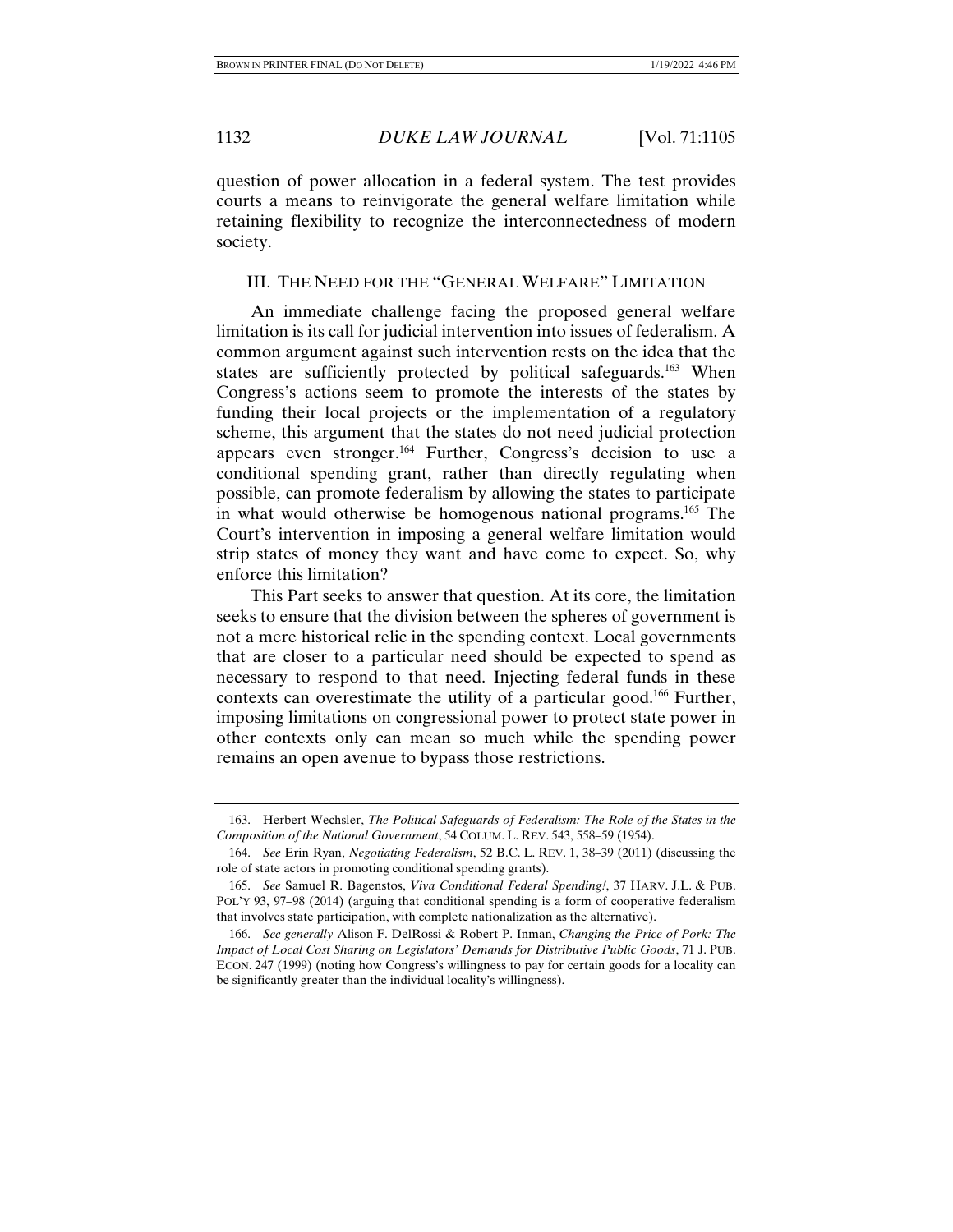question of power allocation in a federal system. The test provides courts a means to reinvigorate the general welfare limitation while retaining flexibility to recognize the interconnectedness of modern society.

## III. THE NEED FOR THE "GENERAL WELFARE" LIMITATION

An immediate challenge facing the proposed general welfare limitation is its call for judicial intervention into issues of federalism. A common argument against such intervention rests on the idea that the states are sufficiently protected by political safeguards.[163] When Congress's actions seem to promote the interests of the states by funding their local projects or the implementation of a regulatory scheme, this argument that the states do not need judicial protection appears even stronger.[164] Further, Congress's decision to use a conditional spending grant, rather than directly regulating when possible, can promote federalism by allowing the states to participate in what would otherwise be homogenous national programs.[165] The Court's intervention in imposing a general welfare limitation would strip states of money they want and have come to expect. So, why enforce this limitation?

This Part seeks to answer that question. At its core, the limitation seeks to ensure that the division between the spheres of government is not a mere historical relic in the spending context. Local governments that are closer to a particular need should be expected to spend as necessary to respond to that need. Injecting federal funds in these contexts can overestimate the utility of a particular good.[166] Further, imposing limitations on congressional power to protect state power in other contexts only can mean so much while the spending power remains an open avenue to bypass those restrictions.

---

163. Herbert Wechsler, *The Political Safeguards of Federalism: The Role of the States in the Composition of the National Government*, 54 COLUM. L. REV. 543, 558–59 (1954).

164. *See* Erin Ryan, *Negotiating Federalism*, 52 B.C. L. REV. 1, 38–39 (2011) (discussing the role of state actors in promoting conditional spending grants).

165. *See* Samuel R. Bagenstos, *Viva Conditional Federal Spending!*, 37 HARV. J.L. & PUB. POL'Y 93, 97–98 (2014) (arguing that conditional spending is a form of cooperative federalism that involves state participation, with complete nationalization as the alternative).

166. *See generally* Alison F. DelRossi & Robert P. Inman, *Changing the Price of Pork: The Impact of Local Cost Sharing on Legislators' Demands for Distributive Public Goods*, 71 J. PUB. ECON. 247 (1999) (noting how Congress's willingness to pay for certain goods for a locality can be significantly greater than the individual locality's willingness).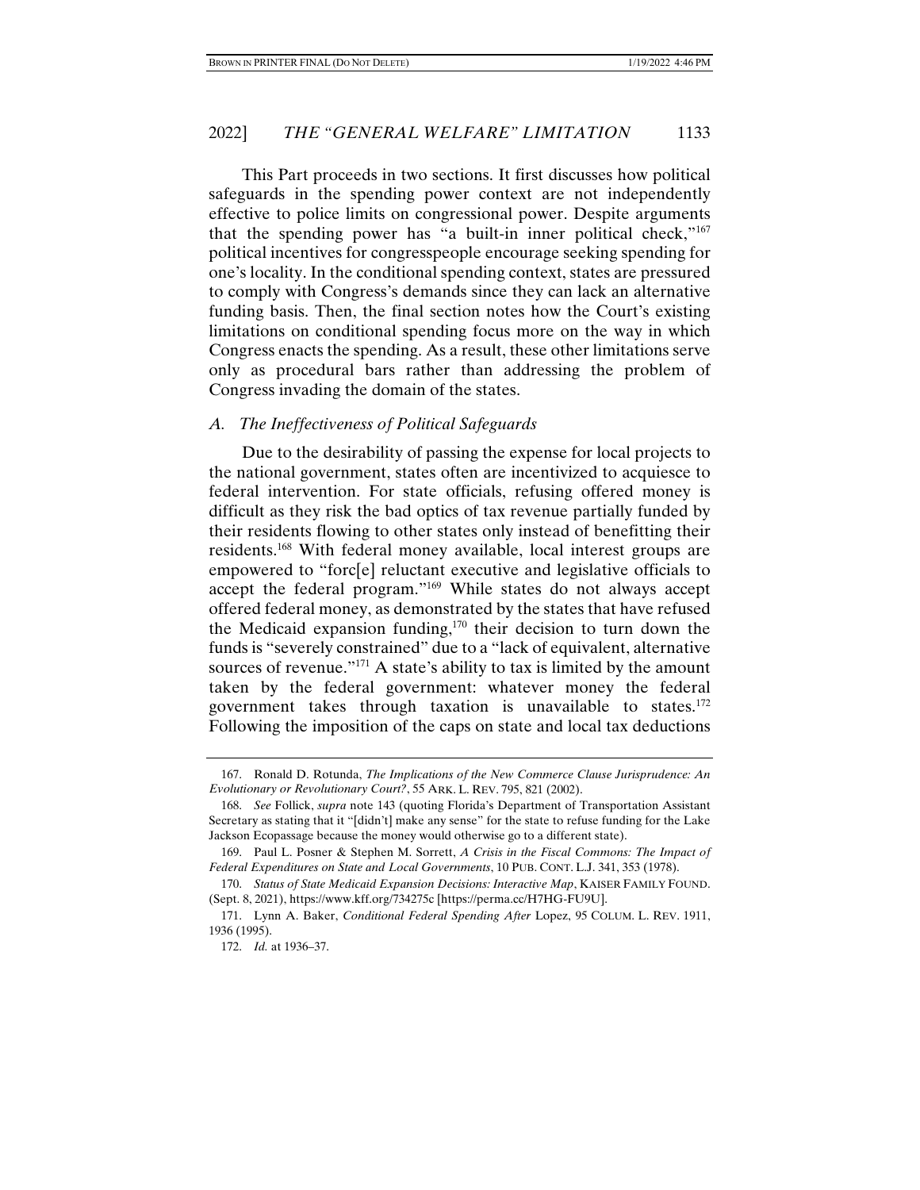This Part proceeds in two sections. It first discusses how political safeguards in the spending power context are not independently effective to police limits on congressional power. Despite arguments that the spending power has "a built-in inner political check,"[167] political incentives for congresspeople encourage seeking spending for one's locality. In the conditional spending context, states are pressured to comply with Congress's demands since they can lack an alternative funding basis. Then, the final section notes how the Court's existing limitations on conditional spending focus more on the way in which Congress enacts the spending. As a result, these other limitations serve only as procedural bars rather than addressing the problem of Congress invading the domain of the states.

### *A. The Ineffectiveness of Political Safeguards*

Due to the desirability of passing the expense for local projects to the national government, states often are incentivized to acquiesce to federal intervention. For state officials, refusing offered money is difficult as they risk the bad optics of tax revenue partially funded by their residents flowing to other states only instead of benefitting their residents.[168] With federal money available, local interest groups are empowered to "forc[e] reluctant executive and legislative officials to accept the federal program."[169] While states do not always accept offered federal money, as demonstrated by the states that have refused the Medicaid expansion funding,[170] their decision to turn down the funds is "severely constrained" due to a "lack of equivalent, alternative sources of revenue."[171] A state's ability to tax is limited by the amount taken by the federal government: whatever money the federal government takes through taxation is unavailable to states.[172] Following the imposition of the caps on state and local tax deductions

---

167. Ronald D. Rotunda, *The Implications of the New Commerce Clause Jurisprudence: An Evolutionary or Revolutionary Court?*, 55 ARK. L. REV. 795, 821 (2002).

168. *See* Follick, *supra* note 143 (quoting Florida's Department of Transportation Assistant Secretary as stating that it "[didn't] make any sense" for the state to refuse funding for the Lake Jackson Ecopassage because the money would otherwise go to a different state).

169. Paul L. Posner & Stephen M. Sorrett, *A Crisis in the Fiscal Commons: The Impact of Federal Expenditures on State and Local Governments*, 10 PUB. CONT. L.J. 341, 353 (1978).

170. *Status of State Medicaid Expansion Decisions: Interactive Map*, KAISER FAMILY FOUND. (Sept. 8, 2021), https://www.kff.org/734275c [https://perma.cc/H7HG-FU9U].

171. Lynn A. Baker, *Conditional Federal Spending After* Lopez, 95 COLUM. L. REV. 1911, 1936 (1995).

172. *Id.* at 1936–37.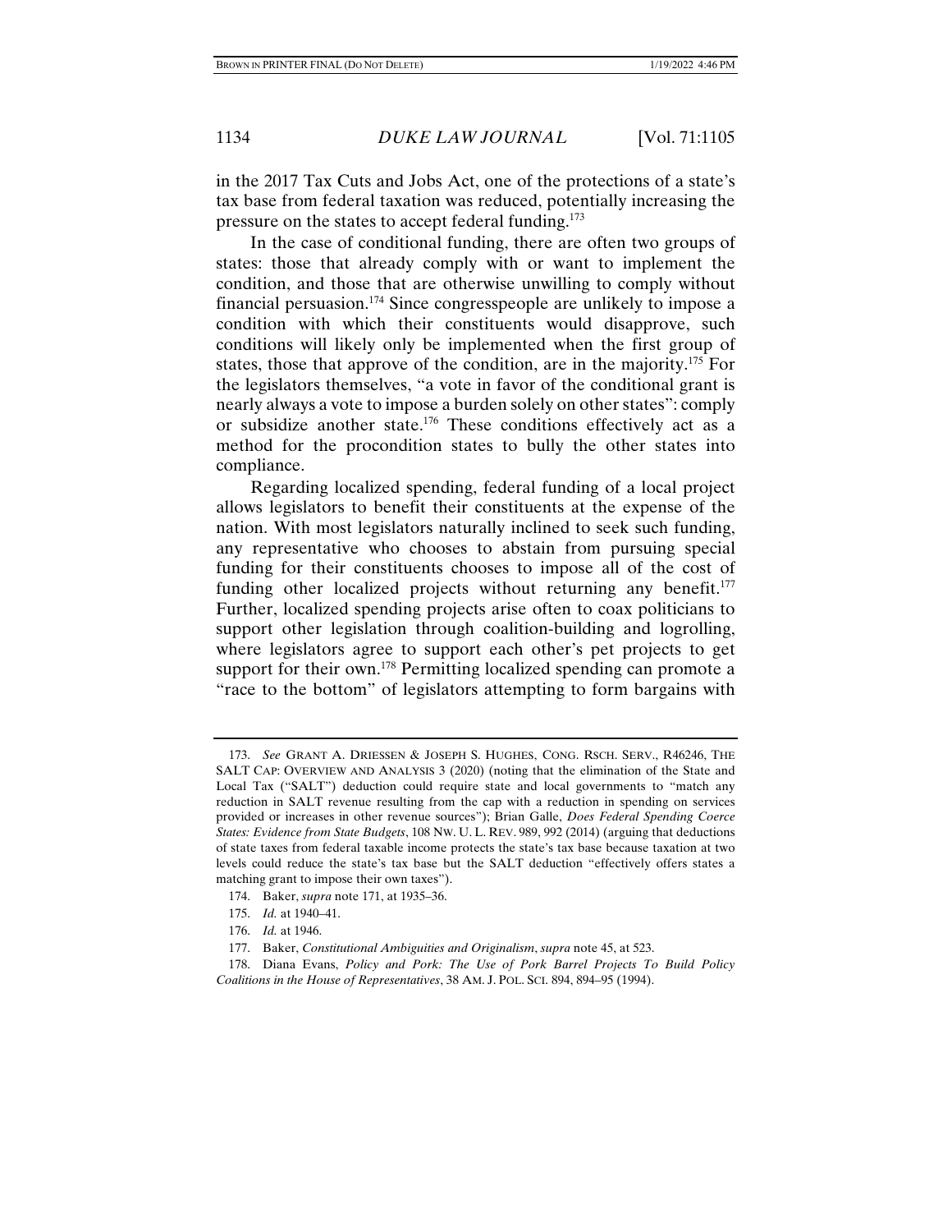in the 2017 Tax Cuts and Jobs Act, one of the protections of a state's tax base from federal taxation was reduced, potentially increasing the pressure on the states to accept federal funding.[173]

In the case of conditional funding, there are often two groups of states: those that already comply with or want to implement the condition, and those that are otherwise unwilling to comply without financial persuasion.[174] Since congresspeople are unlikely to impose a condition with which their constituents would disapprove, such conditions will likely only be implemented when the first group of states, those that approve of the condition, are in the majority.[175] For the legislators themselves, "a vote in favor of the conditional grant is nearly always a vote to impose a burden solely on other states": comply or subsidize another state.[176] These conditions effectively act as a method for the procondition states to bully the other states into compliance.

Regarding localized spending, federal funding of a local project allows legislators to benefit their constituents at the expense of the nation. With most legislators naturally inclined to seek such funding, any representative who chooses to abstain from pursuing special funding for their constituents chooses to impose all of the cost of funding other localized projects without returning any benefit.[177] Further, localized spending projects arise often to coax politicians to support other legislation through coalition-building and logrolling, where legislators agree to support each other's pet projects to get support for their own.[178] Permitting localized spending can promote a "race to the bottom" of legislators attempting to form bargains with

---

173. *See* GRANT A. DRIESSEN & JOSEPH S. HUGHES, CONG. RSCH. SERV., R46246, THE SALT CAP: OVERVIEW AND ANALYSIS 3 (2020) (noting that the elimination of the State and Local Tax ("SALT") deduction could require state and local governments to "match any reduction in SALT revenue resulting from the cap with a reduction in spending on services provided or increases in other revenue sources"); Brian Galle, *Does Federal Spending Coerce States: Evidence from State Budgets*, 108 NW. U. L. REV. 989, 992 (2014) (arguing that deductions of state taxes from federal taxable income protects the state's tax base because taxation at two levels could reduce the state's tax base but the SALT deduction "effectively offers states a matching grant to impose their own taxes").

174. Baker, *supra* note 171, at 1935–36.

175. *Id.* at 1940–41.

176. *Id.* at 1946.

177. Baker, *Constitutional Ambiguities and Originalism*, *supra* note 45, at 523.

178. Diana Evans, *Policy and Pork: The Use of Pork Barrel Projects To Build Policy Coalitions in the House of Representatives*, 38 AM. J. POL. SCI. 894, 894–95 (1994).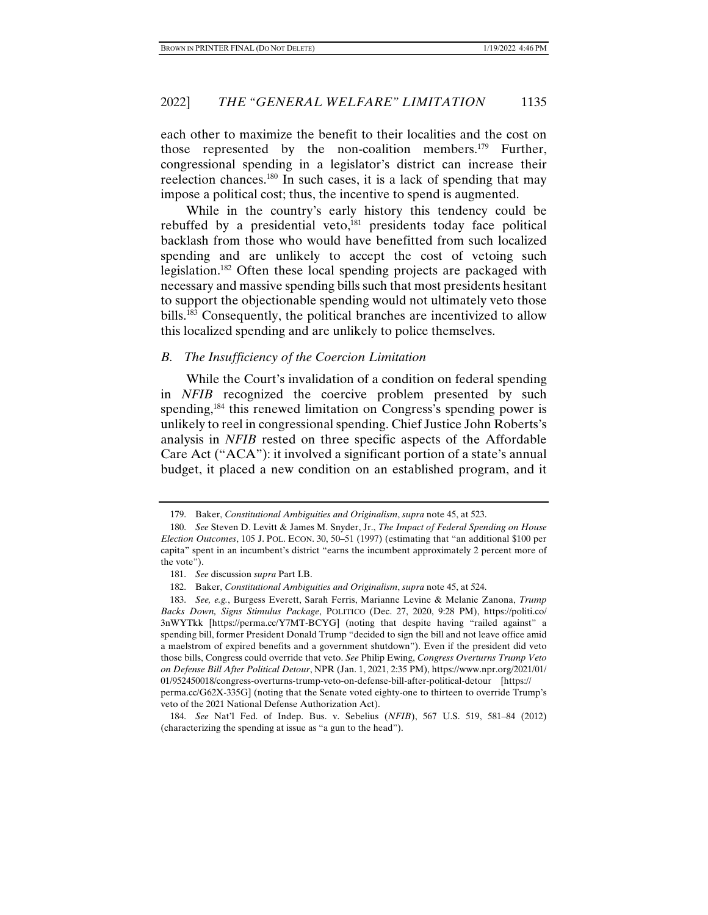each other to maximize the benefit to their localities and the cost on those represented by the non-coalition members.[179] Further, congressional spending in a legislator's district can increase their reelection chances.[180] In such cases, it is a lack of spending that may impose a political cost; thus, the incentive to spend is augmented.

While in the country's early history this tendency could be rebuffed by a presidential veto,[181] presidents today face political backlash from those who would have benefitted from such localized spending and are unlikely to accept the cost of vetoing such legislation.[182] Often these local spending projects are packaged with necessary and massive spending bills such that most presidents hesitant to support the objectionable spending would not ultimately veto those bills.[183] Consequently, the political branches are incentivized to allow this localized spending and are unlikely to police themselves.

## *B. The Insufficiency of the Coercion Limitation*

While the Court's invalidation of a condition on federal spending in *NFIB* recognized the coercive problem presented by such spending,[184] this renewed limitation on Congress's spending power is unlikely to reel in congressional spending. Chief Justice John Roberts's analysis in *NFIB* rested on three specific aspects of the Affordable Care Act ("ACA"): it involved a significant portion of a state's annual budget, it placed a new condition on an established program, and it

---

179. Baker, *Constitutional Ambiguities and Originalism*, *supra* note 45, at 523.

180. *See* Steven D. Levitt & James M. Snyder, Jr., *The Impact of Federal Spending on House Election Outcomes*, 105 J. POL. ECON. 30, 50–51 (1997) (estimating that "an additional $100 per capita" spent in an incumbent's district "earns the incumbent approximately 2 percent more of the vote").

181. *See* discussion *supra* Part I.B.

182. Baker, *Constitutional Ambiguities and Originalism*, *supra* note 45, at 524.

183. *See, e.g.*, Burgess Everett, Sarah Ferris, Marianne Levine & Melanie Zanona, *Trump Backs Down, Signs Stimulus Package*, POLITICO (Dec. 27, 2020, 9:28 PM), https://politi.co/3nWYTkk [https://perma.cc/Y7MT-BCYG] (noting that despite having "railed against" a spending bill, former President Donald Trump "decided to sign the bill and not leave office amid a maelstrom of expired benefits and a government shutdown"). Even if the president did veto those bills, Congress could override that veto. *See* Philip Ewing, *Congress Overturns Trump Veto on Defense Bill After Political Detour*, NPR (Jan. 1, 2021, 2:35 PM), https://www.npr.org/2021/01/01/952450018/congress-overturns-trump-veto-on-defense-bill-after-political-detour [https://perma.cc/G62X-335G] (noting that the Senate voted eighty-one to thirteen to override Trump's veto of the 2021 National Defense Authorization Act).

184. *See* Nat'l Fed. of Indep. Bus. v. Sebelius (*NFIB*), 567 U.S. 519, 581–84 (2012) (characterizing the spending at issue as "a gun to the head").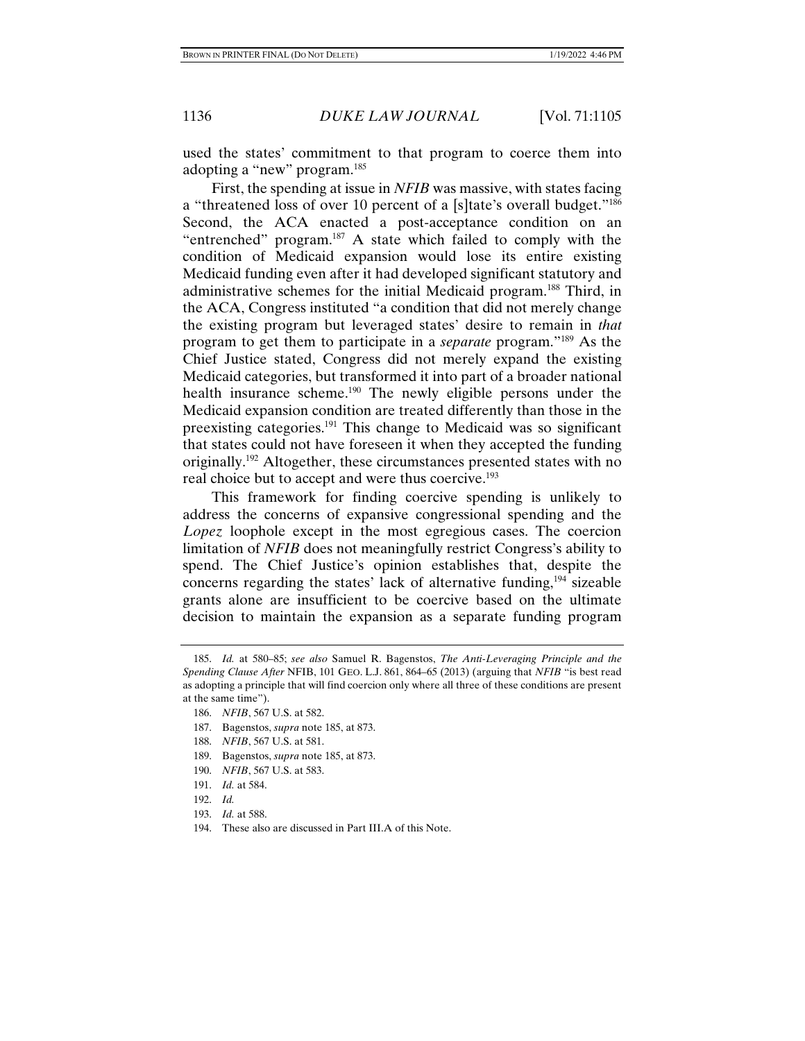used the states' commitment to that program to coerce them into adopting a "new" program.[185]

First, the spending at issue in *NFIB* was massive, with states facing a "threatened loss of over 10 percent of a [s]tate's overall budget."[186] Second, the ACA enacted a post-acceptance condition on an "entrenched" program.[187] A state which failed to comply with the condition of Medicaid expansion would lose its entire existing Medicaid funding even after it had developed significant statutory and administrative schemes for the initial Medicaid program.[188] Third, in the ACA, Congress instituted "a condition that did not merely change the existing program but leveraged states' desire to remain in *that* program to get them to participate in a *separate* program."[189] As the Chief Justice stated, Congress did not merely expand the existing Medicaid categories, but transformed it into part of a broader national health insurance scheme.[190] The newly eligible persons under the Medicaid expansion condition are treated differently than those in the preexisting categories.[191] This change to Medicaid was so significant that states could not have foreseen it when they accepted the funding originally.[192] Altogether, these circumstances presented states with no real choice but to accept and were thus coercive.[193]

This framework for finding coercive spending is unlikely to address the concerns of expansive congressional spending and the *Lopez* loophole except in the most egregious cases. The coercion limitation of *NFIB* does not meaningfully restrict Congress's ability to spend. The Chief Justice's opinion establishes that, despite the concerns regarding the states' lack of alternative funding,[194] sizeable grants alone are insufficient to be coercive based on the ultimate decision to maintain the expansion as a separate funding program

185. *Id.* at 580–85; *see also* Samuel R. Bagenstos, *The Anti-Leveraging Principle and the Spending Clause After* NFIB, 101 GEO. L.J. 861, 864–65 (2013) (arguing that *NFIB* "is best read as adopting a principle that will find coercion only where all three of these conditions are present at the same time").

186. *NFIB*, 567 U.S. at 582.

187. Bagenstos, *supra* note 185, at 873.

188. *NFIB*, 567 U.S. at 581.

189. Bagenstos, *supra* note 185, at 873.

190. *NFIB*, 567 U.S. at 583.

191. *Id.* at 584.

192. *Id.*

193. *Id.* at 588.

194. These also are discussed in Part III.A of this Note.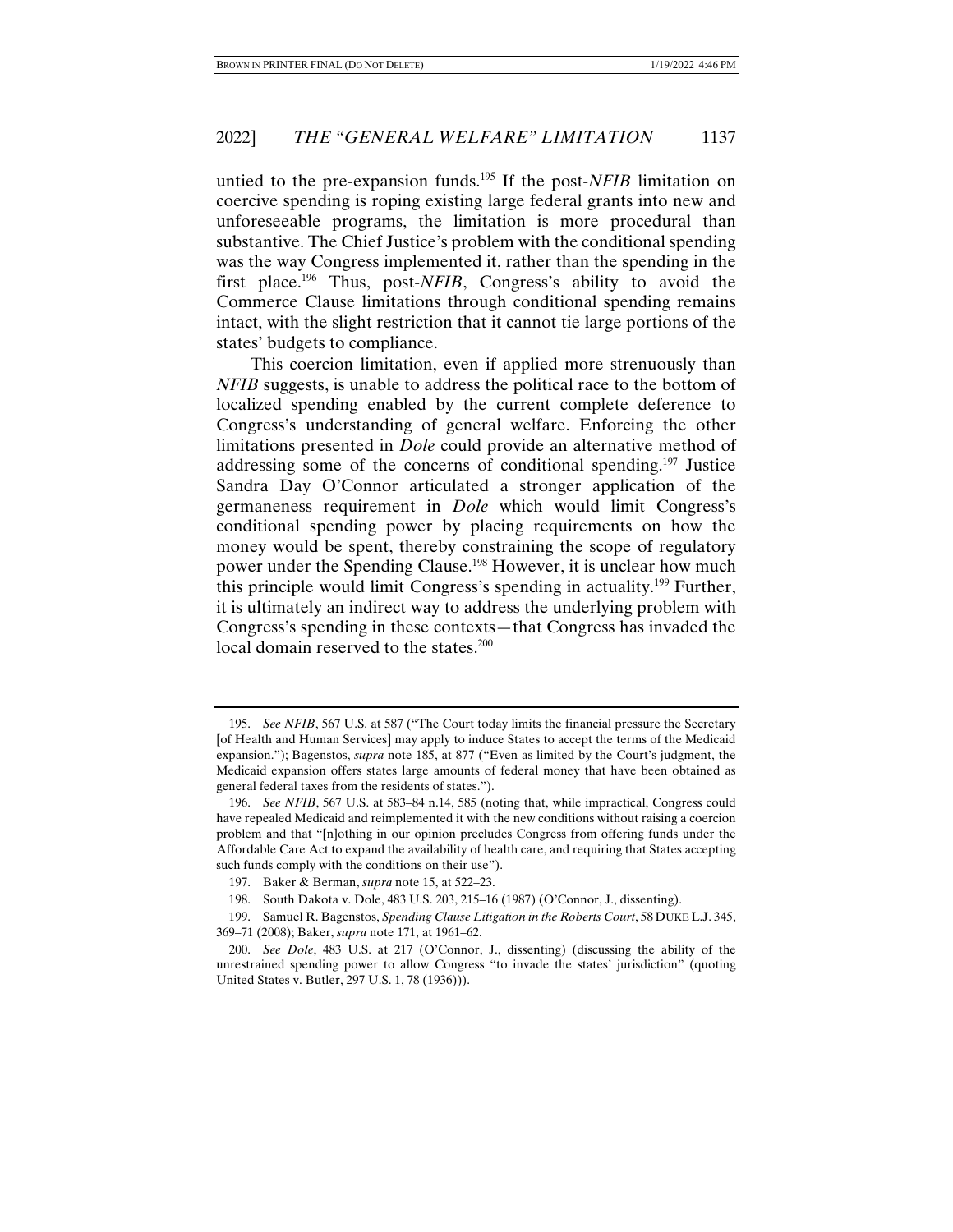untied to the pre-expansion funds.[195] If the post-*NFIB* limitation on coercive spending is roping existing large federal grants into new and unforeseeable programs, the limitation is more procedural than substantive. The Chief Justice's problem with the conditional spending was the way Congress implemented it, rather than the spending in the first place.[196] Thus, post-*NFIB*, Congress's ability to avoid the Commerce Clause limitations through conditional spending remains intact, with the slight restriction that it cannot tie large portions of the states' budgets to compliance.

This coercion limitation, even if applied more strenuously than *NFIB* suggests, is unable to address the political race to the bottom of localized spending enabled by the current complete deference to Congress's understanding of general welfare. Enforcing the other limitations presented in *Dole* could provide an alternative method of addressing some of the concerns of conditional spending.[197] Justice Sandra Day O'Connor articulated a stronger application of the germaneness requirement in *Dole* which would limit Congress's conditional spending power by placing requirements on how the money would be spent, thereby constraining the scope of regulatory power under the Spending Clause.[198] However, it is unclear how much this principle would limit Congress's spending in actuality.[199] Further, it is ultimately an indirect way to address the underlying problem with Congress's spending in these contexts—that Congress has invaded the local domain reserved to the states.[200]

---

195. *See NFIB*, 567 U.S. at 587 ("The Court today limits the financial pressure the Secretary [of Health and Human Services] may apply to induce States to accept the terms of the Medicaid expansion."); Bagenstos, *supra* note 185, at 877 ("Even as limited by the Court's judgment, the Medicaid expansion offers states large amounts of federal money that have been obtained as general federal taxes from the residents of states.").

196. *See NFIB*, 567 U.S. at 583–84 n.14, 585 (noting that, while impractical, Congress could have repealed Medicaid and reimplemented it with the new conditions without raising a coercion problem and that "[n]othing in our opinion precludes Congress from offering funds under the Affordable Care Act to expand the availability of health care, and requiring that States accepting such funds comply with the conditions on their use").

197. Baker & Berman, *supra* note 15, at 522–23.

198. South Dakota v. Dole, 483 U.S. 203, 215–16 (1987) (O'Connor, J., dissenting).

199. Samuel R. Bagenstos, *Spending Clause Litigation in the Roberts Court*, 58 DUKE L.J. 345, 369–71 (2008); Baker, *supra* note 171, at 1961–62.

200. *See Dole*, 483 U.S. at 217 (O'Connor, J., dissenting) (discussing the ability of the unrestrained spending power to allow Congress "to invade the states' jurisdiction" (quoting United States v. Butler, 297 U.S. 1, 78 (1936))).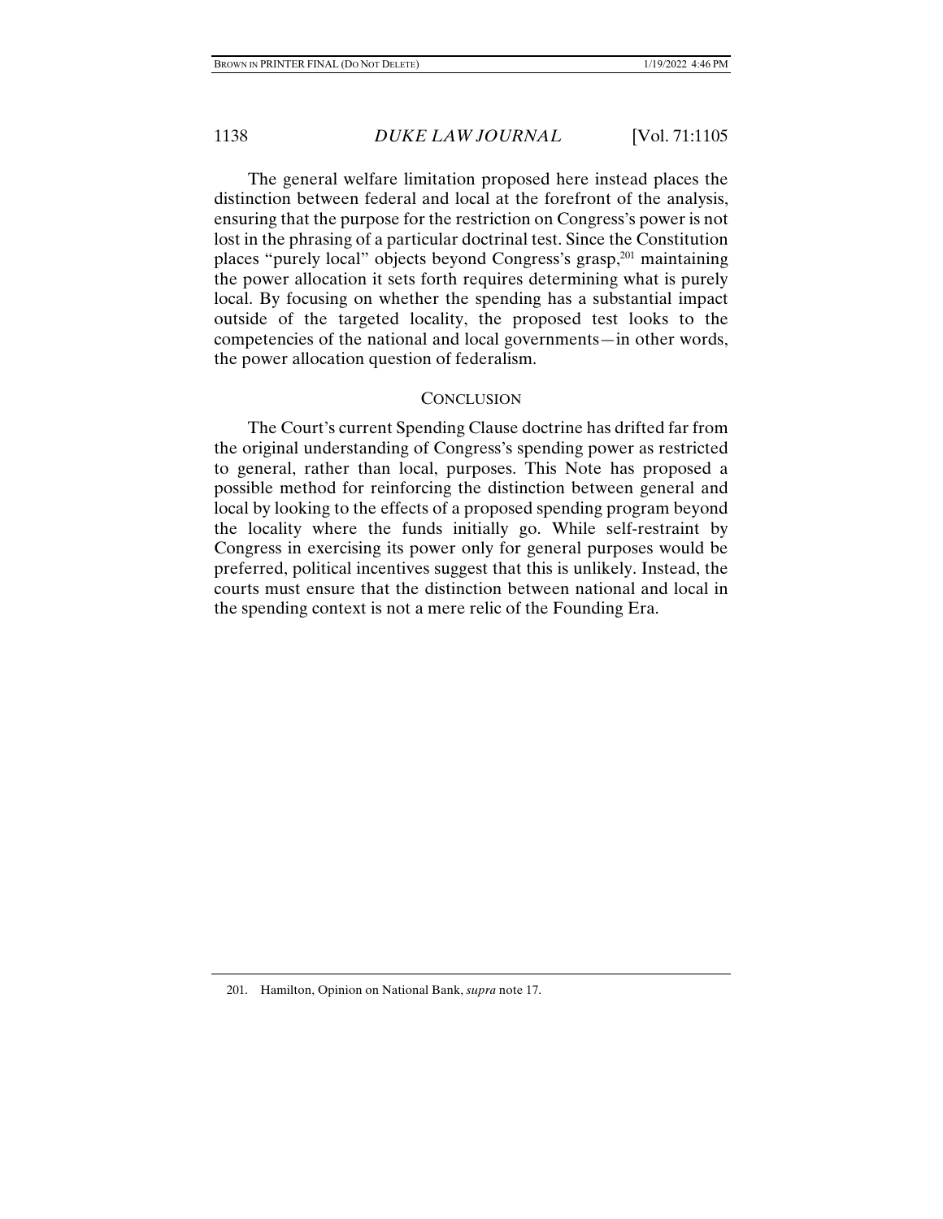The general welfare limitation proposed here instead places the distinction between federal and local at the forefront of the analysis, ensuring that the purpose for the restriction on Congress's power is not lost in the phrasing of a particular doctrinal test. Since the Constitution places "purely local" objects beyond Congress's grasp,[201] maintaining the power allocation it sets forth requires determining what is purely local. By focusing on whether the spending has a substantial impact outside of the targeted locality, the proposed test looks to the competencies of the national and local governments—in other words, the power allocation question of federalism.

## CONCLUSION

The Court's current Spending Clause doctrine has drifted far from the original understanding of Congress's spending power as restricted to general, rather than local, purposes. This Note has proposed a possible method for reinforcing the distinction between general and local by looking to the effects of a proposed spending program beyond the locality where the funds initially go. While self-restraint by Congress in exercising its power only for general purposes would be preferred, political incentives suggest that this is unlikely. Instead, the courts must ensure that the distinction between national and local in the spending context is not a mere relic of the Founding Era.

---

201. Hamilton, Opinion on National Bank, *supra* note 17.